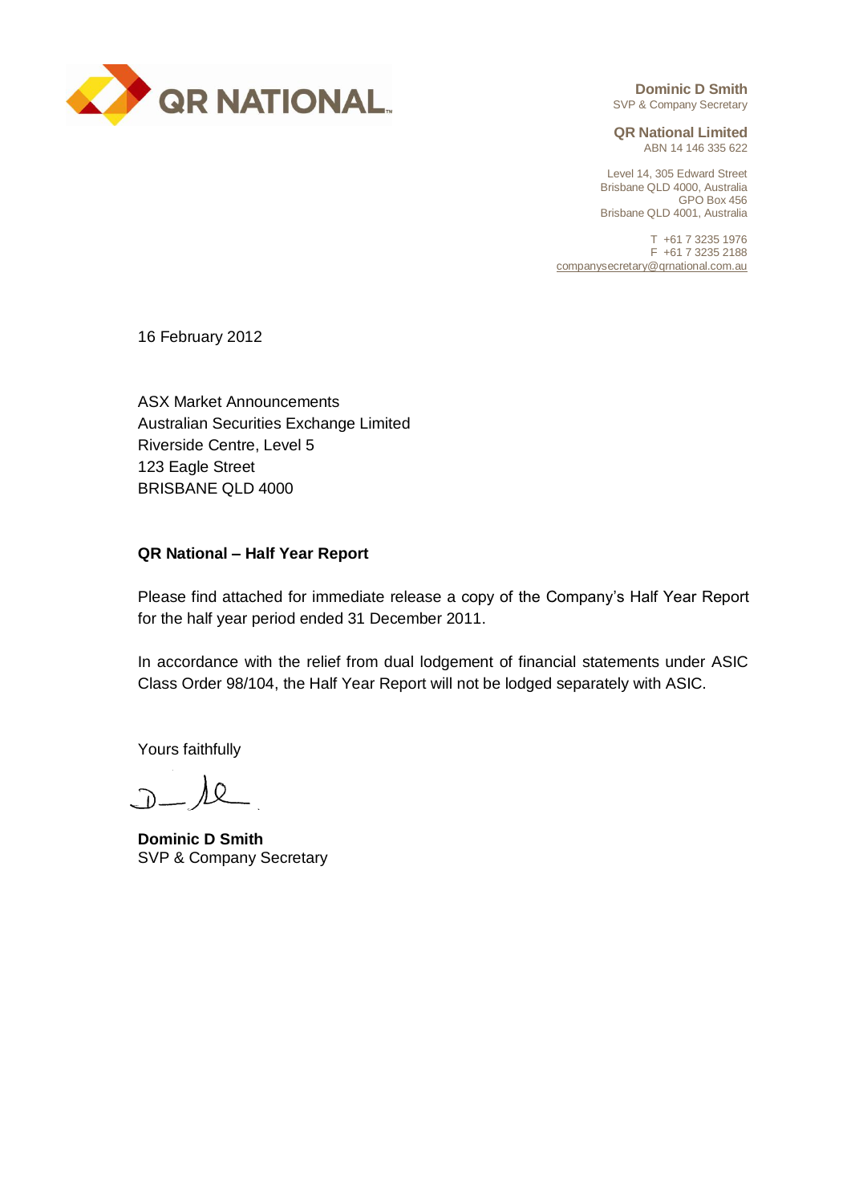QR NATIONAL

**Dominic D Smith**
SVP & Company Secretary

**QR National Limited**
ABN 14 146 335 622

Level 14, 305 Edward Street
Brisbane QLD 4000, Australia
GPO Box 456
Brisbane QLD 4001, Australia

T +61 7 3235 1976
F +61 7 3235 2188
companysecretary@qrnational.com.au

16 February 2012

ASX Market Announcements
Australian Securities Exchange Limited
Riverside Centre, Level 5
123 Eagle Street
BRISBANE QLD 4000

**QR National – Half Year Report**

Please find attached for immediate release a copy of the Company's Half Year Report for the half year period ended 31 December 2011.

In accordance with the relief from dual lodgement of financial statements under ASIC Class Order 98/104, the Half Year Report will not be lodged separately with ASIC.

Yours faithfully

**Dominic D Smith**
SVP & Company Secretary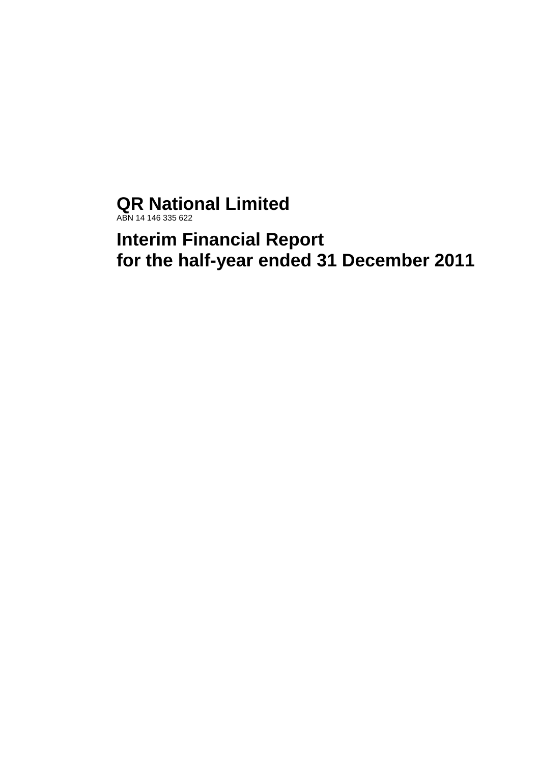# QR National Limited

ABN 14 146 335 622

# Interim Financial Report for the half-year ended 31 December 2011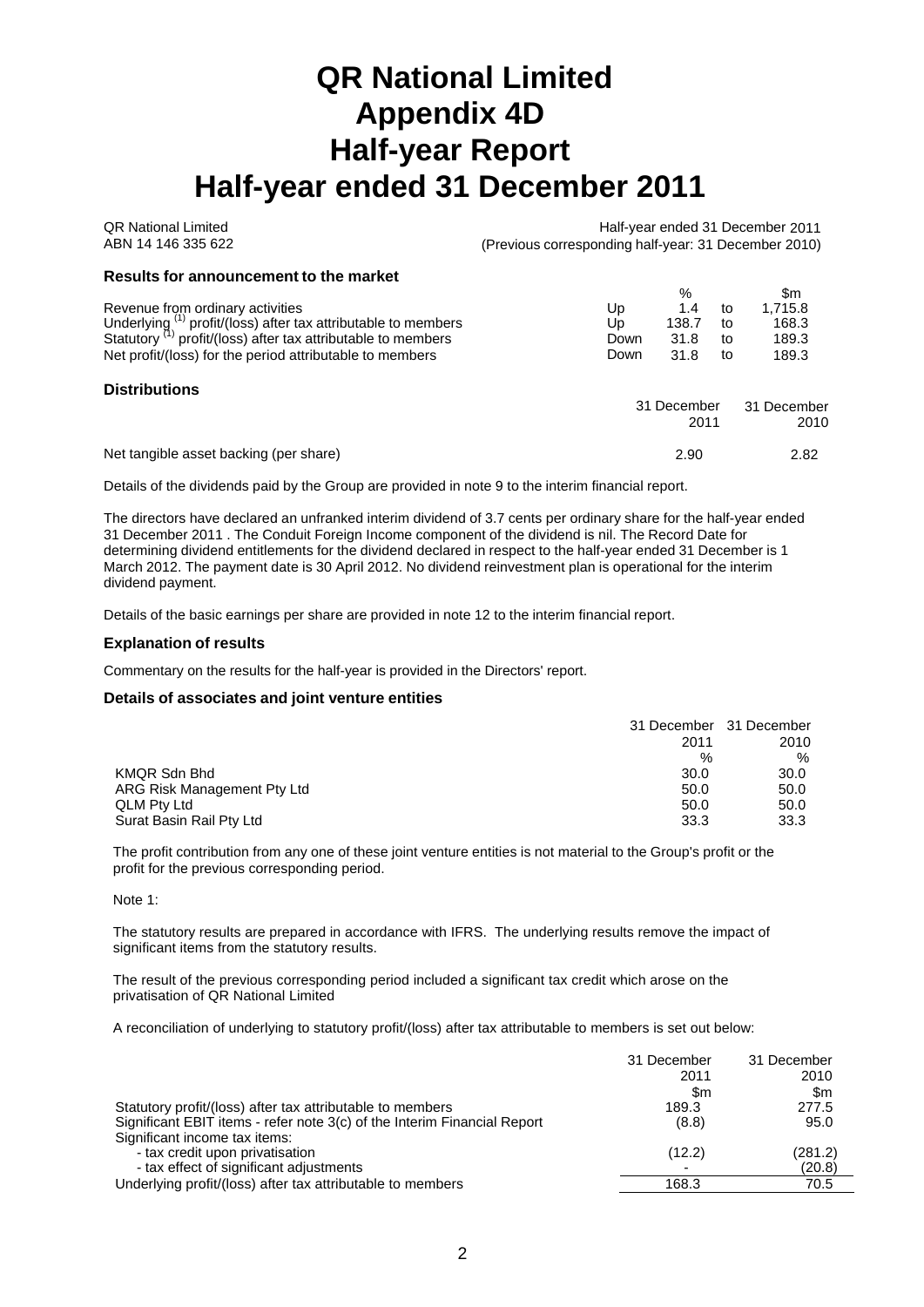# QR National Limited
# Appendix 4D
# Half-year Report
# Half-year ended 31 December 2011

QR National Limited
ABN 14 146 335 622

Half-year ended 31 December 2011
(Previous corresponding half-year: 31 December 2010)

### Results for announcement to the market

| | | % | | $m |
|---|---|---|---|---|
| Revenue from ordinary activities | Up | 1.4 | to | 1,715.8 |
| Underlying [(1)] profit/(loss) after tax attributable to members | Up | 138.7 | to | 168.3 |
| Statutory [(1)] profit/(loss) after tax attributable to members | Down | 31.8 | to | 189.3 |
| Net profit/(loss) for the period attributable to members | Down | 31.8 | to | 189.3 |

### Distributions

| | 31 December 2011 | 31 December 2010 |
|---|---|---|
| Net tangible asset backing (per share) | 2.90 | 2.82 |

Details of the dividends paid by the Group are provided in note 9 to the interim financial report.

The directors have declared an unfranked interim dividend of 3.7 cents per ordinary share for the half-year ended 31 December 2011 . The Conduit Foreign Income component of the dividend is nil. The Record Date for determining dividend entitlements for the dividend declared in respect to the half-year ended 31 December is 1 March 2012. The payment date is 30 April 2012. No dividend reinvestment plan is operational for the interim dividend payment.

Details of the basic earnings per share are provided in note 12 to the interim financial report.

### Explanation of results

Commentary on the results for the half-year is provided in the Directors' report.

### Details of associates and joint venture entities

| | 31 December 2011 | 31 December 2010 |
|---|---|---|
| | % | % |
| KMQR Sdn Bhd | 30.0 | 30.0 |
| ARG Risk Management Pty Ltd | 50.0 | 50.0 |
| QLM Pty Ltd | 50.0 | 50.0 |
| Surat Basin Rail Pty Ltd | 33.3 | 33.3 |

The profit contribution from any one of these joint venture entities is not material to the Group's profit or the profit for the previous corresponding period.

Note 1:

The statutory results are prepared in accordance with IFRS. The underlying results remove the impact of significant items from the statutory results.

The result of the previous corresponding period included a significant tax credit which arose on the privatisation of QR National Limited

A reconciliation of underlying to statutory profit/(loss) after tax attributable to members is set out below:

| | 31 December 2011 | 31 December 2010 |
|---|---|---|
| | $m | $m |
| Statutory profit/(loss) after tax attributable to members | 189.3 | 277.5 |
| Significant EBIT items - refer note 3(c) of the Interim Financial Report | (8.8) | 95.0 |
| Significant income tax items: | | |
| - tax credit upon privatisation | (12.2) | (281.2) |
| - tax effect of significant adjustments | - | (20.8) |
| Underlying profit/(loss) after tax attributable to members | 168.3 | 70.5 |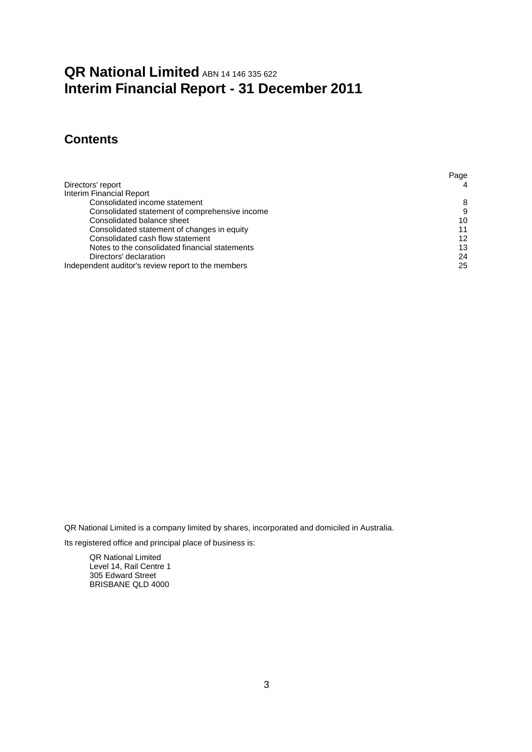# QR National Limited ABN 14 146 335 622
# Interim Financial Report - 31 December 2011

## Contents

| | Page |
|---|---|
| Directors' report | 4 |
| Interim Financial Report | |
| Consolidated income statement | 8 |
| Consolidated statement of comprehensive income | 9 |
| Consolidated balance sheet | 10 |
| Consolidated statement of changes in equity | 11 |
| Consolidated cash flow statement | 12 |
| Notes to the consolidated financial statements | 13 |
| Directors' declaration | 24 |
| Independent auditor's review report to the members | 25 |

QR National Limited is a company limited by shares, incorporated and domiciled in Australia.

Its registered office and principal place of business is:

QR National Limited
Level 14, Rail Centre 1
305 Edward Street
BRISBANE QLD 4000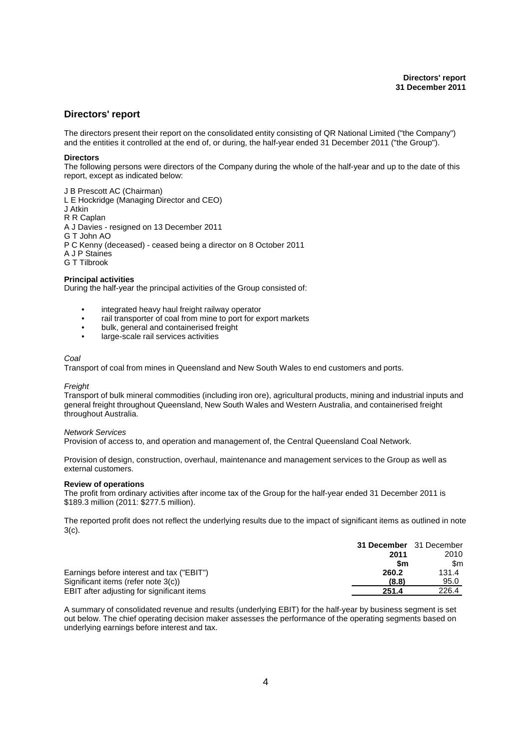# Directors' report

The directors present their report on the consolidated entity consisting of QR National Limited ("the Company") and the entities it controlled at the end of, or during, the half-year ended 31 December 2011 ("the Group").

**Directors**

The following persons were directors of the Company during the whole of the half-year and up to the date of this report, except as indicated below:

J B Prescott AC (Chairman)
L E Hockridge (Managing Director and CEO)
J Atkin
R R Caplan
A J Davies - resigned on 13 December 2011
G T John AO
P C Kenny (deceased) - ceased being a director on 8 October 2011
A J P Staines
G T Tilbrook

**Principal activities**

During the half-year the principal activities of the Group consisted of:

- integrated heavy haul freight railway operator
- rail transporter of coal from mine to port for export markets
- bulk, general and containerised freight
- large-scale rail services activities

*Coal*

Transport of coal from mines in Queensland and New South Wales to end customers and ports.

*Freight*

Transport of bulk mineral commodities (including iron ore), agricultural products, mining and industrial inputs and general freight throughout Queensland, New South Wales and Western Australia, and containerised freight throughout Australia.

*Network Services*

Provision of access to, and operation and management of, the Central Queensland Coal Network.

Provision of design, construction, overhaul, maintenance and management services to the Group as well as external customers.

**Review of operations**

The profit from ordinary activities after income tax of the Group for the half-year ended 31 December 2011 is $189.3 million (2011: $277.5 million).

The reported profit does not reflect the underlying results due to the impact of significant items as outlined in note 3(c).

| | **31 December 2011 $m** | 31 December 2010 $m |
|---|---|---|
| Earnings before interest and tax ("EBIT") | **260.2** | 131.4 |
| Significant items (refer note 3(c)) | **(8.8)** | 95.0 |
| EBIT after adjusting for significant items | **251.4** | 226.4 |

A summary of consolidated revenue and results (underlying EBIT) for the half-year by business segment is set out below. The chief operating decision maker assesses the performance of the operating segments based on underlying earnings before interest and tax.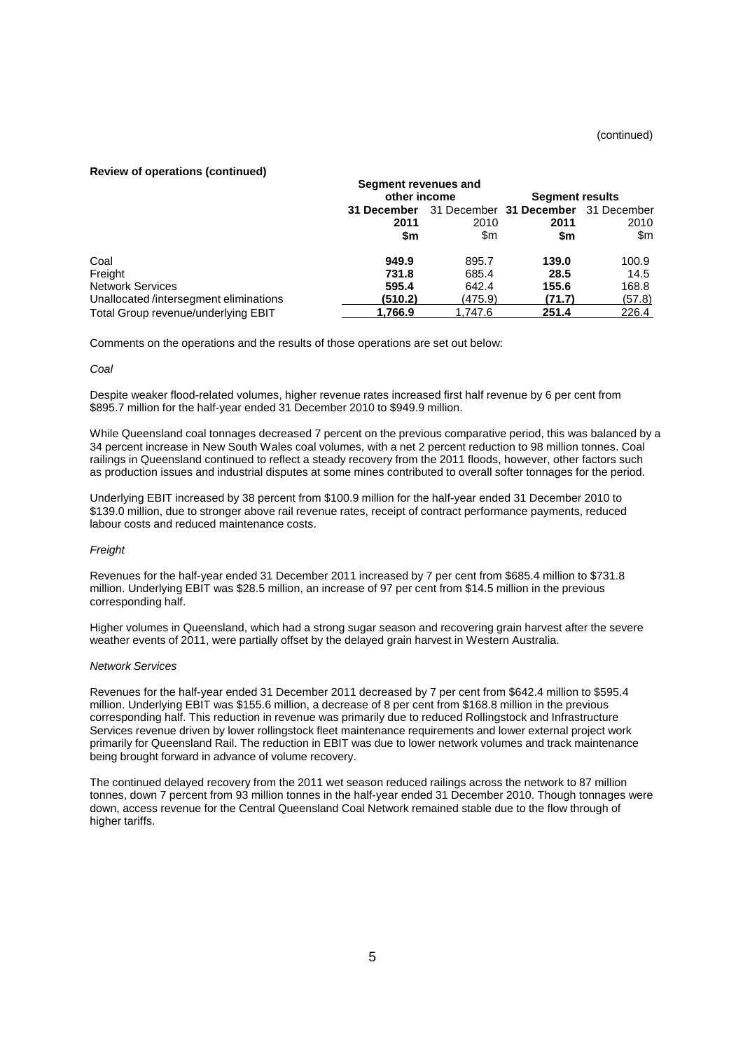(continued)

**Review of operations (continued)**

| | Segment revenues and other income | | Segment results | |
|---|---|---|---|---|
| | **31 December 2011 $m** | 31 December 2010 $m | **31 December 2011 $m** | 31 December 2010 $m |
| Coal | **949.9** | 895.7 | **139.0** | 100.9 |
| Freight | **731.8** | 685.4 | **28.5** | 14.5 |
| Network Services | **595.4** | 642.4 | **155.6** | 168.8 |
| Unallocated /intersegment eliminations | **(510.2)** | (475.9) | **(71.7)** | (57.8) |
| Total Group revenue/underlying EBIT | **1,766.9** | 1,747.6 | **251.4** | 226.4 |

Comments on the operations and the results of those operations are set out below:

*Coal*

Despite weaker flood-related volumes, higher revenue rates increased first half revenue by 6 per cent from $895.7 million for the half-year ended 31 December 2010 to $949.9 million.

While Queensland coal tonnages decreased 7 percent on the previous comparative period, this was balanced by a 34 percent increase in New South Wales coal volumes, with a net 2 percent reduction to 98 million tonnes. Coal railings in Queensland continued to reflect a steady recovery from the 2011 floods, however, other factors such as production issues and industrial disputes at some mines contributed to overall softer tonnages for the period.

Underlying EBIT increased by 38 percent from $100.9 million for the half-year ended 31 December 2010 to $139.0 million, due to stronger above rail revenue rates, receipt of contract performance payments, reduced labour costs and reduced maintenance costs.

*Freight*

Revenues for the half-year ended 31 December 2011 increased by 7 per cent from $685.4 million to $731.8 million. Underlying EBIT was $28.5 million, an increase of 97 per cent from $14.5 million in the previous corresponding half.

Higher volumes in Queensland, which had a strong sugar season and recovering grain harvest after the severe weather events of 2011, were partially offset by the delayed grain harvest in Western Australia.

*Network Services*

Revenues for the half-year ended 31 December 2011 decreased by 7 per cent from $642.4 million to $595.4 million. Underlying EBIT was $155.6 million, a decrease of 8 per cent from $168.8 million in the previous corresponding half. This reduction in revenue was primarily due to reduced Rollingstock and Infrastructure Services revenue driven by lower rollingstock fleet maintenance requirements and lower external project work primarily for Queensland Rail. The reduction in EBIT was due to lower network volumes and track maintenance being brought forward in advance of volume recovery.

The continued delayed recovery from the 2011 wet season reduced railings across the network to 87 million tonnes, down 7 percent from 93 million tonnes in the half-year ended 31 December 2010. Though tonnages were down, access revenue for the Central Queensland Coal Network remained stable due to the flow through of higher tariffs.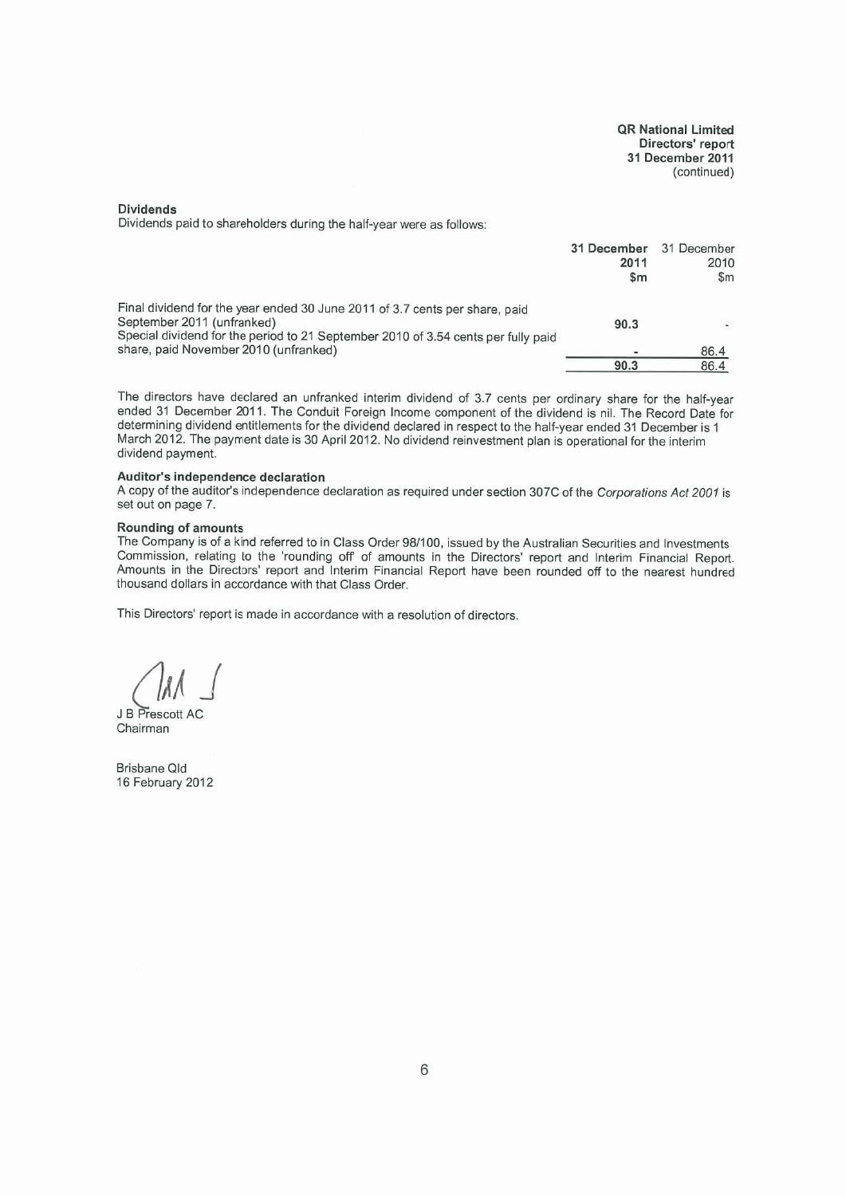**QR National Limited**
**Directors' report**
**31 December 2011**
(continued)

**Dividends**

Dividends paid to shareholders during the half-year were as follows:

| | 31 December 2011 $m | 31 December 2010 $m |
|---|---|---|
| Final dividend for the year ended 30 June 2011 of 3.7 cents per share, paid September 2011 (unfranked) | **90.3** | - |
| Special dividend for the period to 21 September 2010 of 3.54 cents per fully paid share, paid November 2010 (unfranked) | **-** | 86.4 |
| | **90.3** | 86.4 |

The directors have declared an unfranked interim dividend of 3.7 cents per ordinary share for the half-year ended 31 December 2011. The Conduit Foreign Income component of the dividend is nil. The Record Date for determining dividend entitlements for the dividend declared in respect to the half-year ended 31 December is 1 March 2012. The payment date is 30 April 2012. No dividend reinvestment plan is operational for the interim dividend payment.

**Auditor's independence declaration**

A copy of the auditor's independence declaration as required under section 307C of the *Corporations Act 2001* is set out on page 7.

**Rounding of amounts**

The Company is of a kind referred to in Class Order 98/100, issued by the Australian Securities and Investments Commission, relating to the 'rounding off' of amounts in the Directors' report and Interim Financial Report. Amounts in the Directors' report and Interim Financial Report have been rounded off to the nearest hundred thousand dollars in accordance with that Class Order.

This Directors' report is made in accordance with a resolution of directors.

J B Prescott AC
Chairman

Brisbane Qld
16 February 2012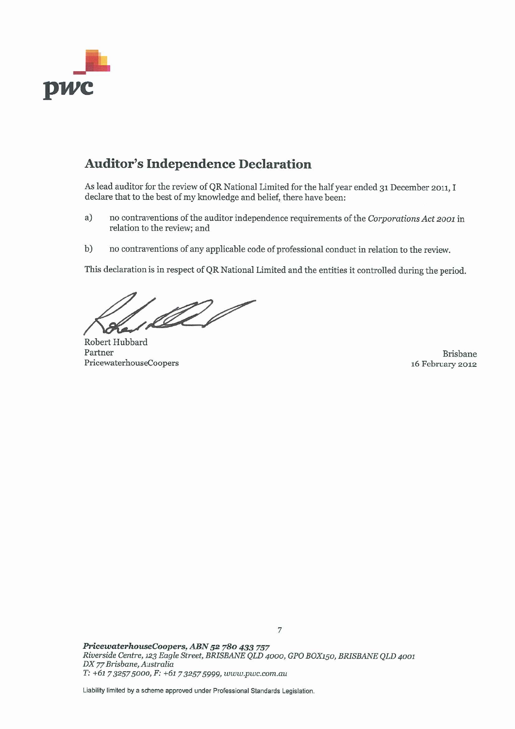pwc

## Auditor's Independence Declaration

As lead auditor for the review of QR National Limited for the half year ended 31 December 2011, I declare that to the best of my knowledge and belief, there have been:

a) no contraventions of the auditor independence requirements of the *Corporations Act 2001* in relation to the review; and

b) no contraventions of any applicable code of professional conduct in relation to the review.

This declaration is in respect of QR National Limited and the entities it controlled during the period.

Robert Hubbard
Partner
PricewaterhouseCoopers

Brisbane
16 February 2012

***PricewaterhouseCoopers, ABN 52 780 433 757***
*Riverside Centre, 123 Eagle Street, BRISBANE QLD 4000, GPO BOX150, BRISBANE QLD 4001*
*DX 77 Brisbane, Australia*
*T: +61 7 3257 5000, F: +61 7 3257 5999, www.pwc.com.au*

Liability limited by a scheme approved under Professional Standards Legislation.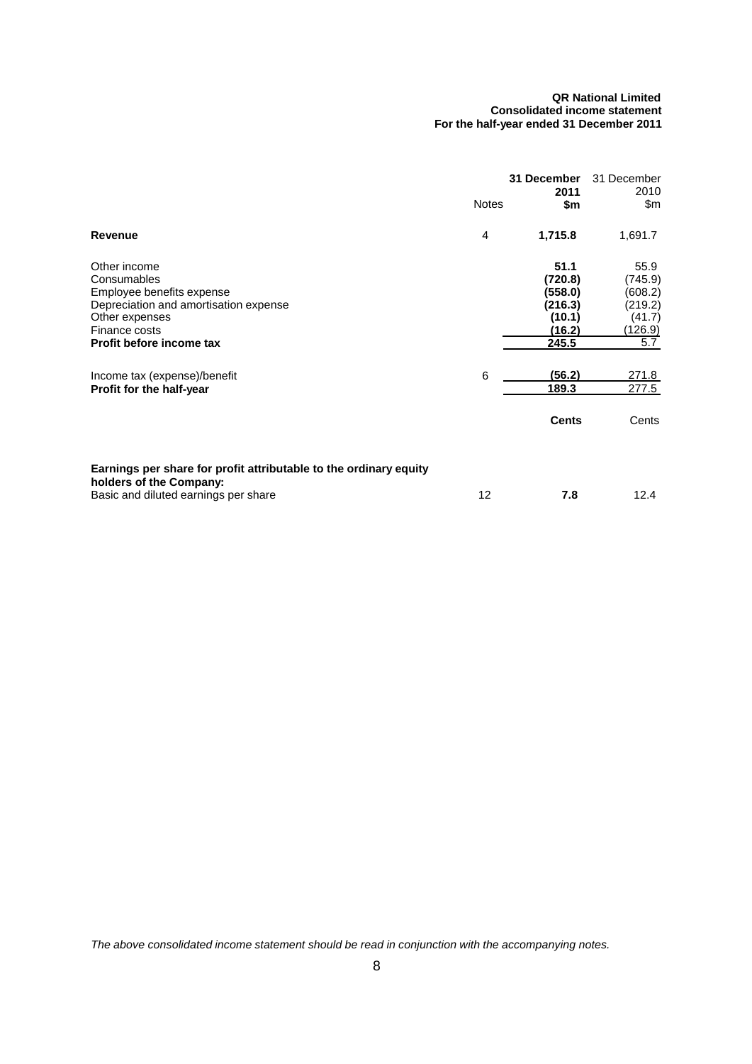**QR National Limited**
**Consolidated income statement**
**For the half-year ended 31 December 2011**

| | Notes | **31 December 2011 $m** | 31 December 2010 $m |
|---|---|---|---|
| **Revenue** | 4 | **1,715.8** | 1,691.7 |
| Other income | | **51.1** | 55.9 |
| Consumables | | **(720.8)** | (745.9) |
| Employee benefits expense | | **(558.0)** | (608.2) |
| Depreciation and amortisation expense | | **(216.3)** | (219.2) |
| Other expenses | | **(10.1)** | (41.7) |
| Finance costs | | **(16.2)** | (126.9) |
| **Profit before income tax** | | **245.5** | 5.7 |
| Income tax (expense)/benefit | 6 | **(56.2)** | 271.8 |
| **Profit for the half-year** | | **189.3** | 277.5 |
| | | **Cents** | Cents |
| **Earnings per share for profit attributable to the ordinary equity holders of the Company:** | | | |
| Basic and diluted earnings per share | 12 | **7.8** | 12.4 |

*The above consolidated income statement should be read in conjunction with the accompanying notes.*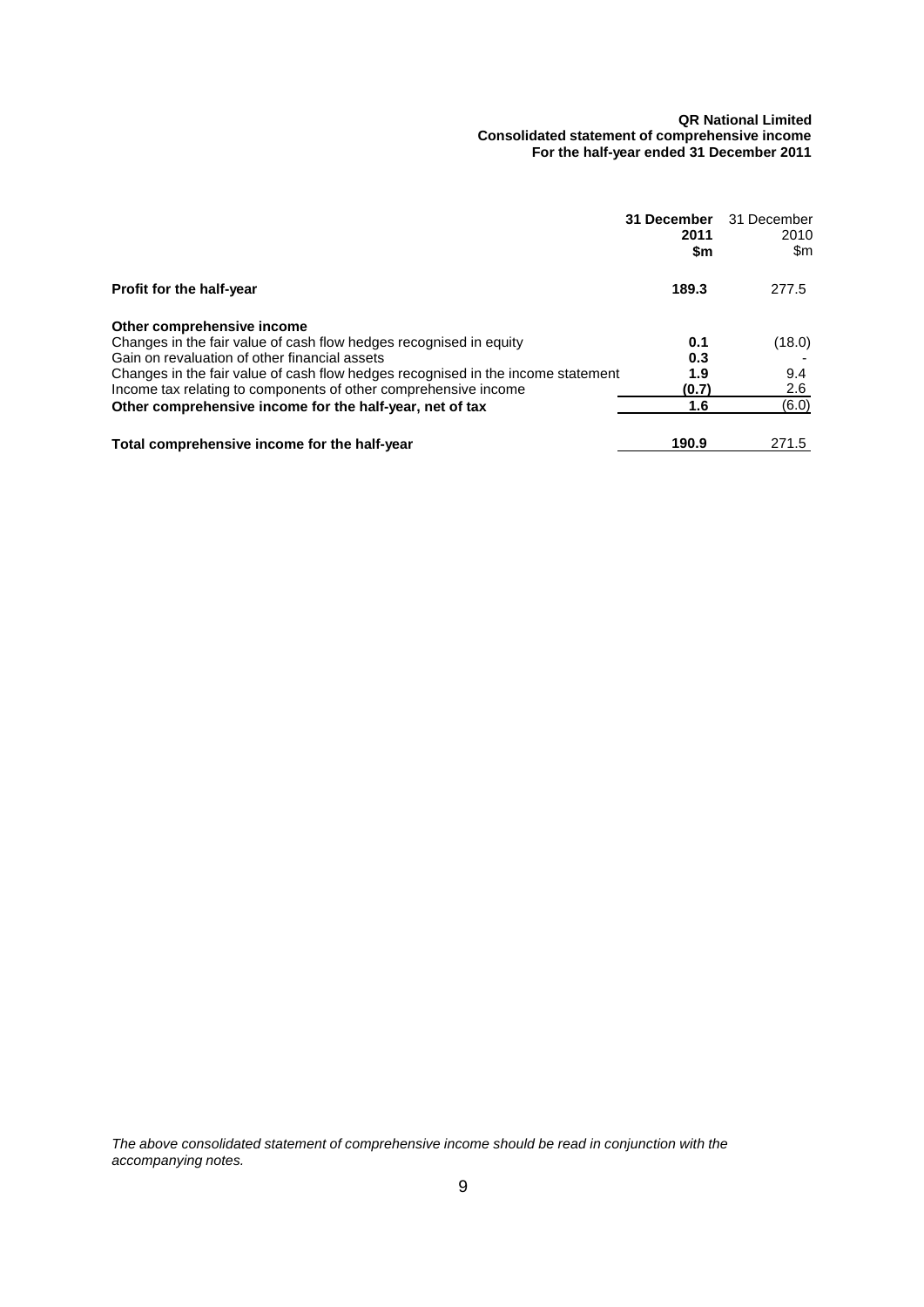**QR National Limited**
**Consolidated statement of comprehensive income**
**For the half-year ended 31 December 2011**

| | **31 December 2011 $m** | 31 December 2010 $m |
|---|---|---|
| **Profit for the half-year** | **189.3** | 277.5 |
| **Other comprehensive income** | | |
| Changes in the fair value of cash flow hedges recognised in equity | **0.1** | (18.0) |
| Gain on revaluation of other financial assets | **0.3** | - |
| Changes in the fair value of cash flow hedges recognised in the income statement | **1.9** | 9.4 |
| Income tax relating to components of other comprehensive income | **(0.7)** | 2.6 |
| **Other comprehensive income for the half-year, net of tax** | **1.6** | (6.0) |
| **Total comprehensive income for the half-year** | **190.9** | 271.5 |

*The above consolidated statement of comprehensive income should be read in conjunction with the accompanying notes.*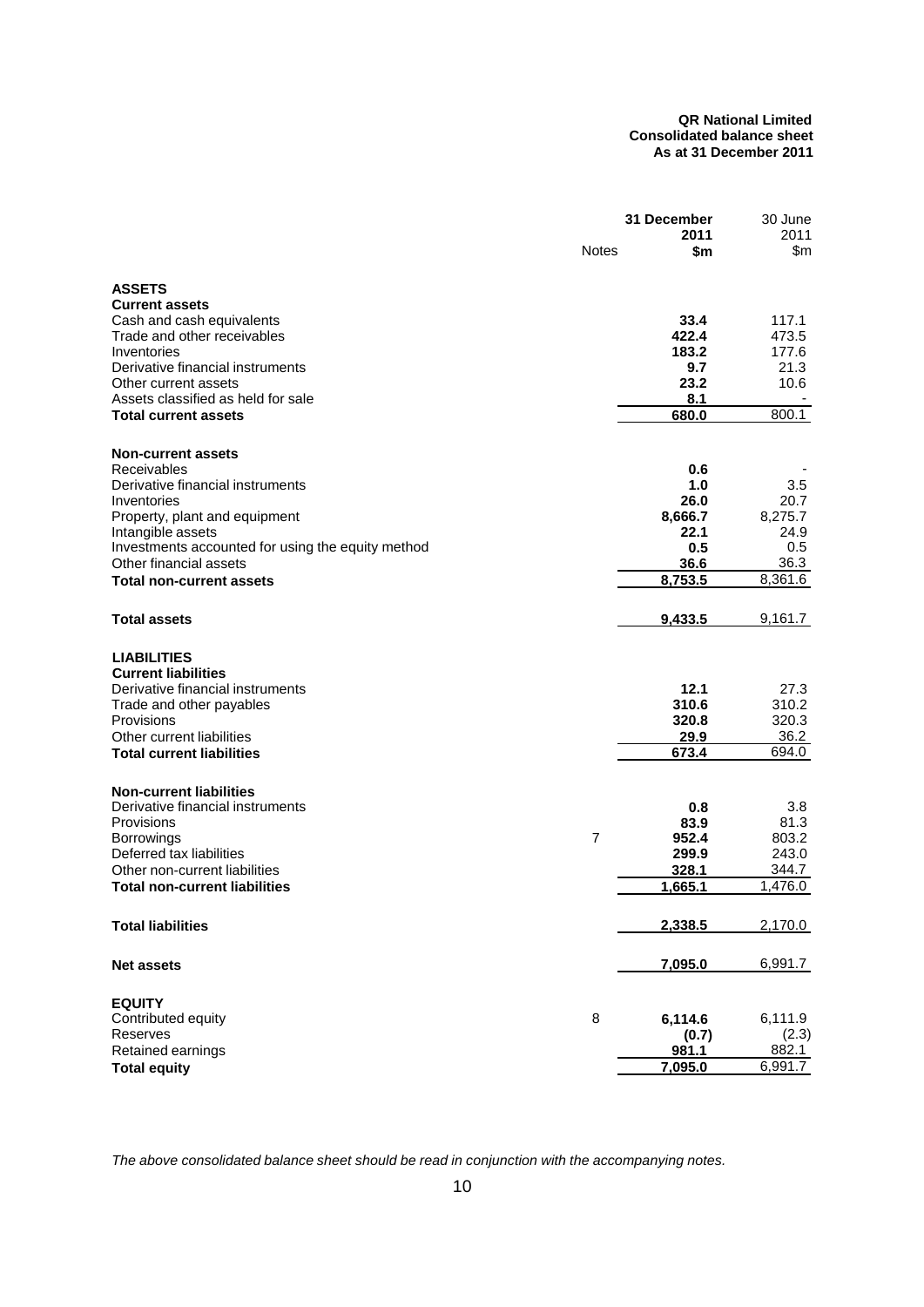**QR National Limited**
**Consolidated balance sheet**
**As at 31 December 2011**

| | Notes | 31 December 2011 $m | 30 June 2011 $m |
|---|---|---|---|
| **ASSETS** | | | |
| **Current assets** | | | |
| Cash and cash equivalents | | **33.4** | 117.1 |
| Trade and other receivables | | **422.4** | 473.5 |
| Inventories | | **183.2** | 177.6 |
| Derivative financial instruments | | **9.7** | 21.3 |
| Other current assets | | **23.2** | 10.6 |
| Assets classified as held for sale | | **8.1** | - |
| **Total current assets** | | **680.0** | 800.1 |
| **Non-current assets** | | | |
| Receivables | | **0.6** | - |
| Derivative financial instruments | | **1.0** | 3.5 |
| Inventories | | **26.0** | 20.7 |
| Property, plant and equipment | | **8,666.7** | 8,275.7 |
| Intangible assets | | **22.1** | 24.9 |
| Investments accounted for using the equity method | | **0.5** | 0.5 |
| Other financial assets | | **36.6** | 36.3 |
| **Total non-current assets** | | **8,753.5** | 8,361.6 |
| **Total assets** | | **9,433.5** | 9,161.7 |
| **LIABILITIES** | | | |
| **Current liabilities** | | | |
| Derivative financial instruments | | **12.1** | 27.3 |
| Trade and other payables | | **310.6** | 310.2 |
| Provisions | | **320.8** | 320.3 |
| Other current liabilities | | **29.9** | 36.2 |
| **Total current liabilities** | | **673.4** | 694.0 |
| **Non-current liabilities** | | | |
| Derivative financial instruments | | **0.8** | 3.8 |
| Provisions | | **83.9** | 81.3 |
| Borrowings | 7 | **952.4** | 803.2 |
| Deferred tax liabilities | | **299.9** | 243.0 |
| Other non-current liabilities | | **328.1** | 344.7 |
| **Total non-current liabilities** | | **1,665.1** | 1,476.0 |
| **Total liabilities** | | **2,338.5** | 2,170.0 |
| **Net assets** | | **7,095.0** | 6,991.7 |
| **EQUITY** | | | |
| Contributed equity | 8 | **6,114.6** | 6,111.9 |
| Reserves | | **(0.7)** | (2.3) |
| Retained earnings | | **981.1** | 882.1 |
| **Total equity** | | **7,095.0** | 6,991.7 |

*The above consolidated balance sheet should be read in conjunction with the accompanying notes.*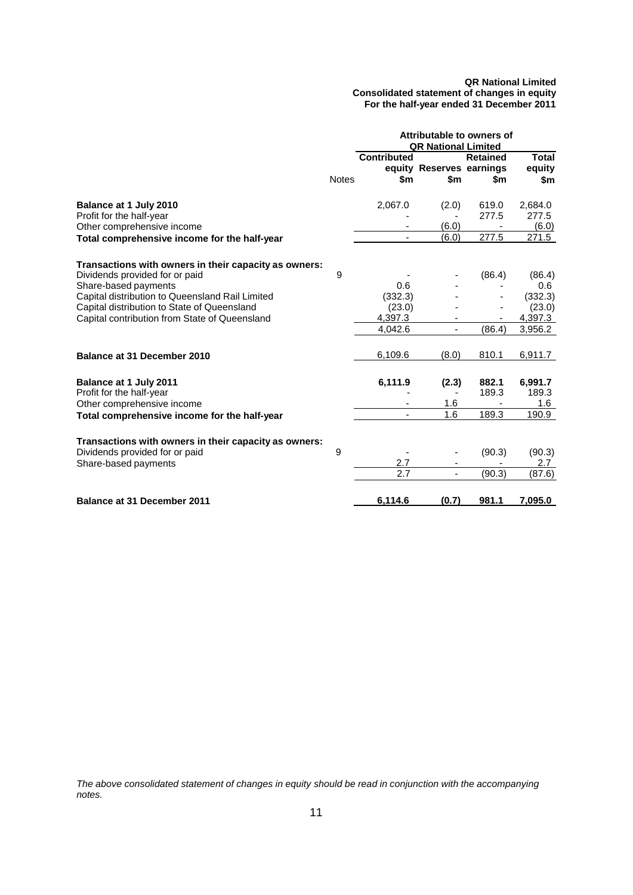**QR National Limited**
**Consolidated statement of changes in equity**
**For the half-year ended 31 December 2011**

| | | Attributable to owners of QR National Limited | | | |
|---|---|---|---|---|---|
| | Notes | Contributed equity $m | Reserves $m | Retained earnings $m | Total equity $m |
| **Balance at 1 July 2010** | | 2,067.0 | (2.0) | 619.0 | 2,684.0 |
| Profit for the half-year | | - | - | 277.5 | 277.5 |
| Other comprehensive income | | - | (6.0) | - | (6.0) |
| **Total comprehensive income for the half-year** | | - | (6.0) | 277.5 | 271.5 |
| **Transactions with owners in their capacity as owners:** | | | | | |
| Dividends provided for or paid | 9 | - | - | (86.4) | (86.4) |
| Share-based payments | | 0.6 | - | - | 0.6 |
| Capital distribution to Queensland Rail Limited | | (332.3) | - | - | (332.3) |
| Capital distribution to State of Queensland | | (23.0) | - | - | (23.0) |
| Capital contribution from State of Queensland | | 4,397.3 | - | - | 4,397.3 |
| | | 4,042.6 | - | (86.4) | 3,956.2 |
| **Balance at 31 December 2010** | | 6,109.6 | (8.0) | 810.1 | 6,911.7 |
| **Balance at 1 July 2011** | | **6,111.9** | **(2.3)** | **882.1** | **6,991.7** |
| Profit for the half-year | | - | - | 189.3 | 189.3 |
| Other comprehensive income | | - | 1.6 | - | 1.6 |
| **Total comprehensive income for the half-year** | | - | 1.6 | 189.3 | 190.9 |
| **Transactions with owners in their capacity as owners:** | | | | | |
| Dividends provided for or paid | 9 | - | - | (90.3) | (90.3) |
| Share-based payments | | 2.7 | - | - | 2.7 |
| | | 2.7 | - | (90.3) | (87.6) |
| **Balance at 31 December 2011** | | **6,114.6** | **(0.7)** | **981.1** | **7,095.0** |

*The above consolidated statement of changes in equity should be read in conjunction with the accompanying notes.*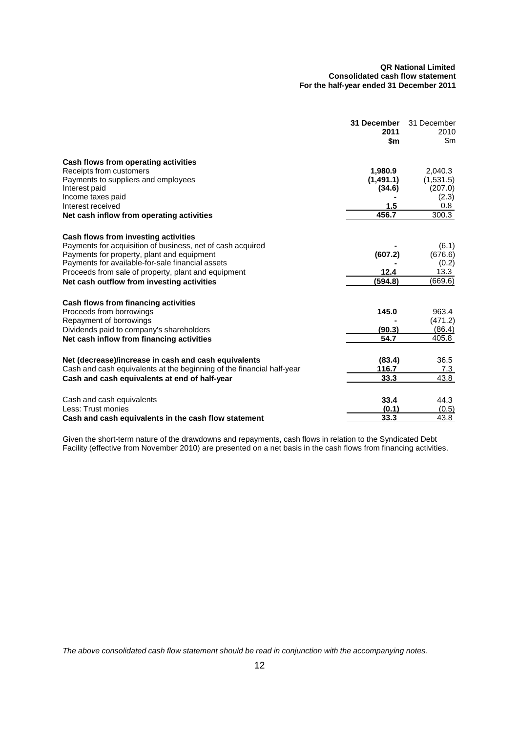**QR National Limited**
**Consolidated cash flow statement**
**For the half-year ended 31 December 2011**

| | **31 December 2011 $m** | 31 December 2010 $m |
|---|---|---|
| **Cash flows from operating activities** | | |
| Receipts from customers | **1,980.9** | 2,040.3 |
| Payments to suppliers and employees | **(1,491.1)** | (1,531.5) |
| Interest paid | **(34.6)** | (207.0) |
| Income taxes paid | **-** | (2.3) |
| Interest received | **1.5** | 0.8 |
| **Net cash inflow from operating activities** | **456.7** | 300.3 |
| **Cash flows from investing activities** | | |
| Payments for acquisition of business, net of cash acquired | **-** | (6.1) |
| Payments for property, plant and equipment | **(607.2)** | (676.6) |
| Payments for available-for-sale financial assets | **-** | (0.2) |
| Proceeds from sale of property, plant and equipment | **12.4** | 13.3 |
| **Net cash outflow from investing activities** | **(594.8)** | (669.6) |
| **Cash flows from financing activities** | | |
| Proceeds from borrowings | **145.0** | 963.4 |
| Repayment of borrowings | **-** | (471.2) |
| Dividends paid to company's shareholders | **(90.3)** | (86.4) |
| **Net cash inflow from financing activities** | **54.7** | 405.8 |
| **Net (decrease)/increase in cash and cash equivalents** | **(83.4)** | 36.5 |
| Cash and cash equivalents at the beginning of the financial half-year | **116.7** | 7.3 |
| **Cash and cash equivalents at end of half-year** | **33.3** | 43.8 |
| Cash and cash equivalents | **33.4** | 44.3 |
| Less: Trust monies | **(0.1)** | (0.5) |
| **Cash and cash equivalents in the cash flow statement** | **33.3** | 43.8 |

Given the short-term nature of the drawdowns and repayments, cash flows in relation to the Syndicated Debt Facility (effective from November 2010) are presented on a net basis in the cash flows from financing activities.

*The above consolidated cash flow statement should be read in conjunction with the accompanying notes.*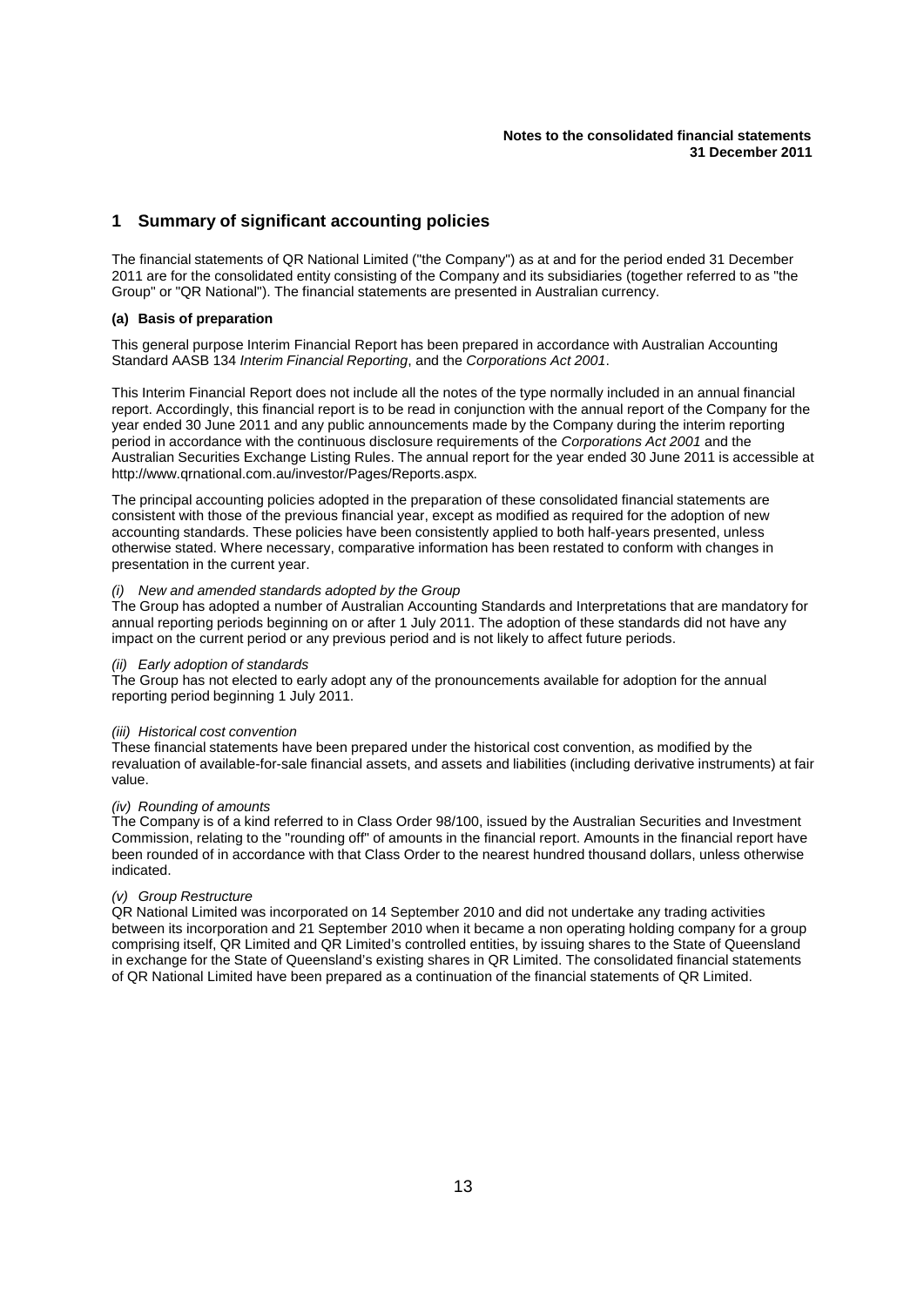# 1 Summary of significant accounting policies

The financial statements of QR National Limited ("the Company") as at and for the period ended 31 December 2011 are for the consolidated entity consisting of the Company and its subsidiaries (together referred to as "the Group" or "QR National"). The financial statements are presented in Australian currency.

### (a) Basis of preparation

This general purpose Interim Financial Report has been prepared in accordance with Australian Accounting Standard AASB 134 *Interim Financial Reporting*, and the *Corporations Act 2001*.

This Interim Financial Report does not include all the notes of the type normally included in an annual financial report. Accordingly, this financial report is to be read in conjunction with the annual report of the Company for the year ended 30 June 2011 and any public announcements made by the Company during the interim reporting period in accordance with the continuous disclosure requirements of the *Corporations Act 2001* and the Australian Securities Exchange Listing Rules. The annual report for the year ended 30 June 2011 is accessible at http://www.qrnational.com.au/investor/Pages/Reports.aspx.

The principal accounting policies adopted in the preparation of these consolidated financial statements are consistent with those of the previous financial year, except as modified as required for the adoption of new accounting standards. These policies have been consistently applied to both half-years presented, unless otherwise stated. Where necessary, comparative information has been restated to conform with changes in presentation in the current year.

*(i) New and amended standards adopted by the Group*

The Group has adopted a number of Australian Accounting Standards and Interpretations that are mandatory for annual reporting periods beginning on or after 1 July 2011. The adoption of these standards did not have any impact on the current period or any previous period and is not likely to affect future periods.

*(ii) Early adoption of standards*

The Group has not elected to early adopt any of the pronouncements available for adoption for the annual reporting period beginning 1 July 2011.

*(iii) Historical cost convention*

These financial statements have been prepared under the historical cost convention, as modified by the revaluation of available-for-sale financial assets, and assets and liabilities (including derivative instruments) at fair value.

*(iv) Rounding of amounts*

The Company is of a kind referred to in Class Order 98/100, issued by the Australian Securities and Investment Commission, relating to the "rounding off" of amounts in the financial report. Amounts in the financial report have been rounded of in accordance with that Class Order to the nearest hundred thousand dollars, unless otherwise indicated.

*(v) Group Restructure*

QR National Limited was incorporated on 14 September 2010 and did not undertake any trading activities between its incorporation and 21 September 2010 when it became a non operating holding company for a group comprising itself, QR Limited and QR Limited's controlled entities, by issuing shares to the State of Queensland in exchange for the State of Queensland's existing shares in QR Limited. The consolidated financial statements of QR National Limited have been prepared as a continuation of the financial statements of QR Limited.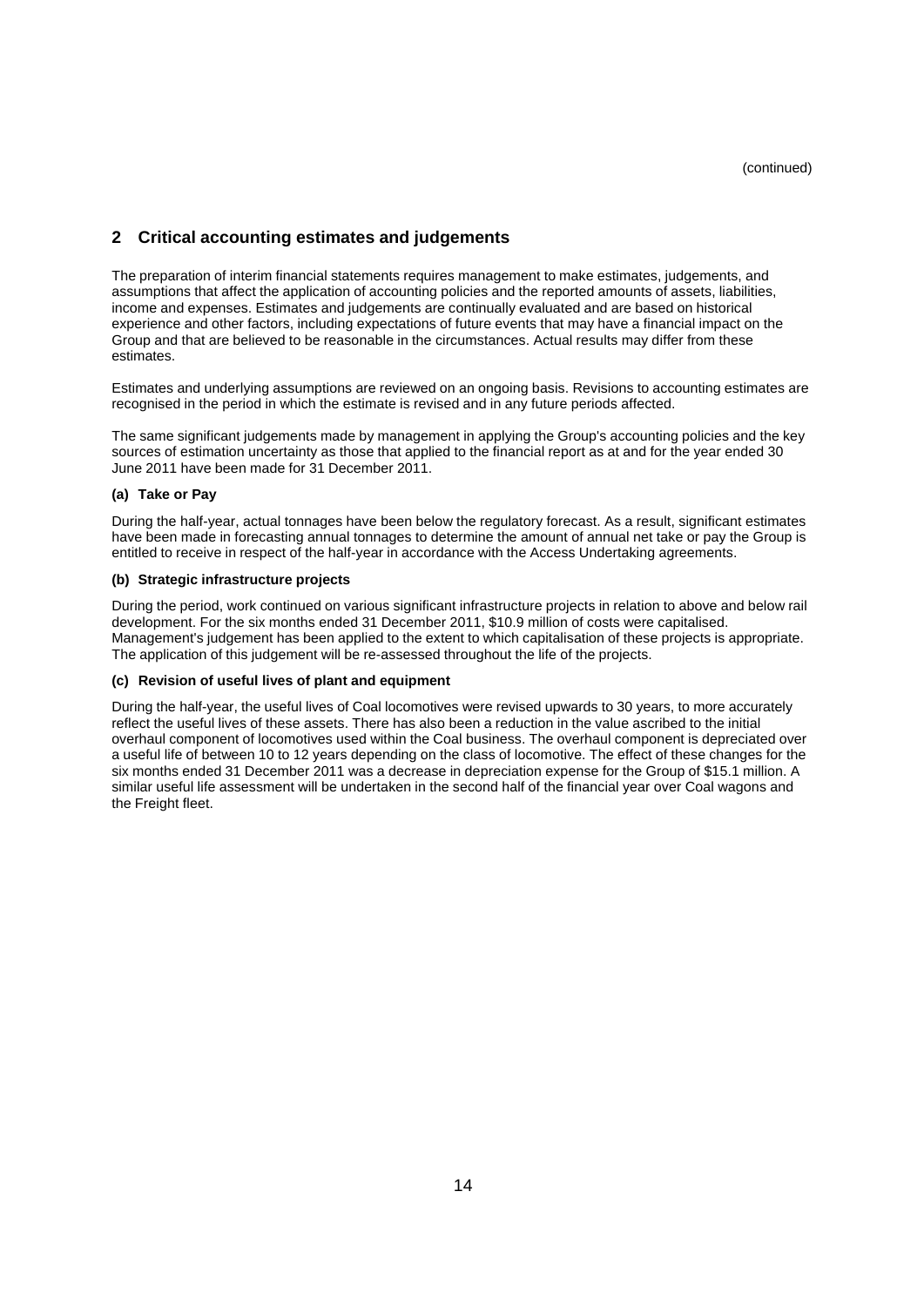(continued)

## 2 Critical accounting estimates and judgements

The preparation of interim financial statements requires management to make estimates, judgements, and assumptions that affect the application of accounting policies and the reported amounts of assets, liabilities, income and expenses. Estimates and judgements are continually evaluated and are based on historical experience and other factors, including expectations of future events that may have a financial impact on the Group and that are believed to be reasonable in the circumstances. Actual results may differ from these estimates.

Estimates and underlying assumptions are reviewed on an ongoing basis. Revisions to accounting estimates are recognised in the period in which the estimate is revised and in any future periods affected.

The same significant judgements made by management in applying the Group's accounting policies and the key sources of estimation uncertainty as those that applied to the financial report as at and for the year ended 30 June 2011 have been made for 31 December 2011.

**(a) Take or Pay**

During the half-year, actual tonnages have been below the regulatory forecast. As a result, significant estimates have been made in forecasting annual tonnages to determine the amount of annual net take or pay the Group is entitled to receive in respect of the half-year in accordance with the Access Undertaking agreements.

**(b) Strategic infrastructure projects**

During the period, work continued on various significant infrastructure projects in relation to above and below rail development. For the six months ended 31 December 2011, $10.9 million of costs were capitalised. Management's judgement has been applied to the extent to which capitalisation of these projects is appropriate. The application of this judgement will be re-assessed throughout the life of the projects.

**(c) Revision of useful lives of plant and equipment**

During the half-year, the useful lives of Coal locomotives were revised upwards to 30 years, to more accurately reflect the useful lives of these assets. There has also been a reduction in the value ascribed to the initial overhaul component of locomotives used within the Coal business. The overhaul component is depreciated over a useful life of between 10 to 12 years depending on the class of locomotive. The effect of these changes for the six months ended 31 December 2011 was a decrease in depreciation expense for the Group of $15.1 million. A similar useful life assessment will be undertaken in the second half of the financial year over Coal wagons and the Freight fleet.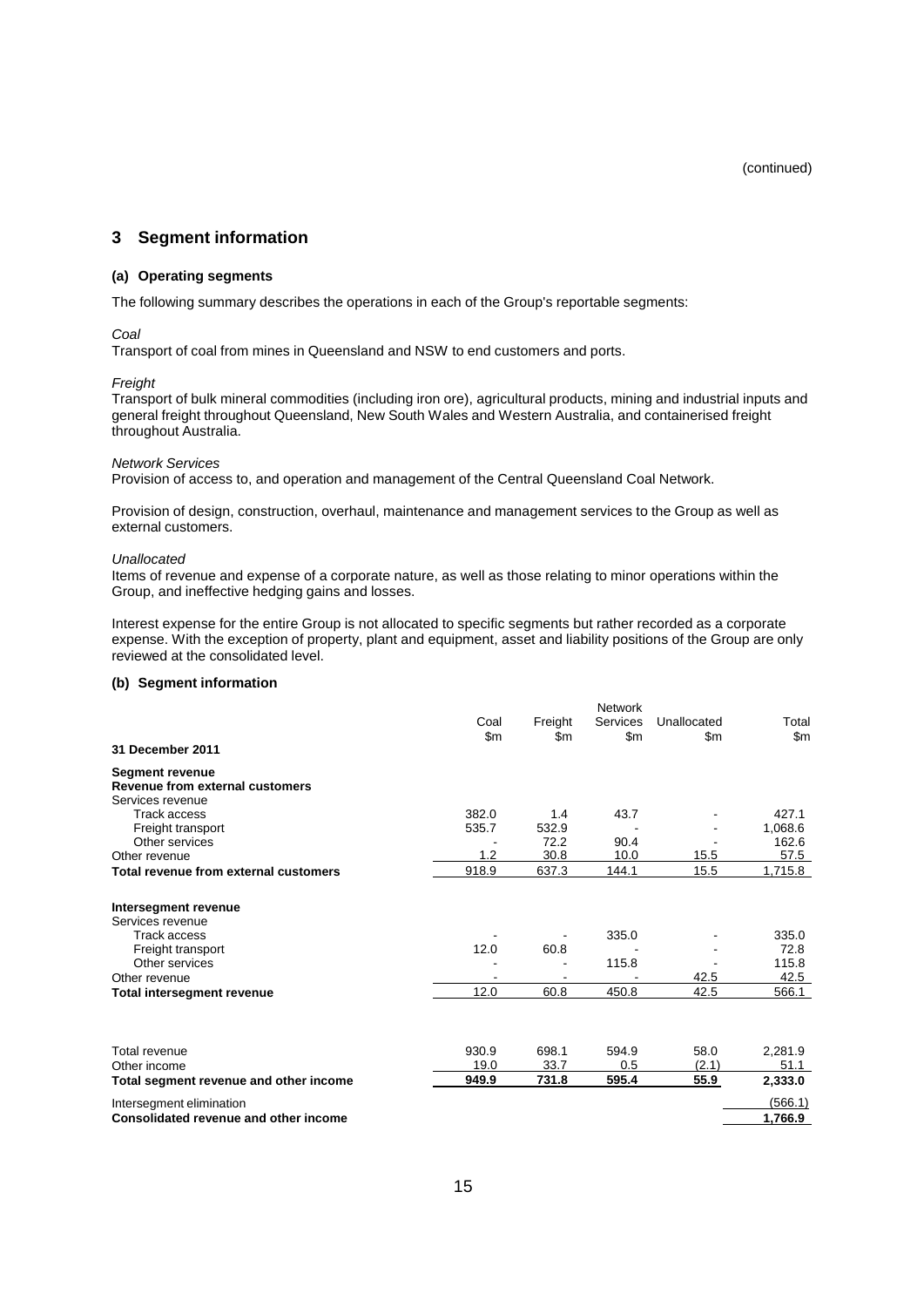(continued)

## 3 Segment information

### (a) Operating segments

The following summary describes the operations in each of the Group's reportable segments:

*Coal*
Transport of coal from mines in Queensland and NSW to end customers and ports.

*Freight*
Transport of bulk mineral commodities (including iron ore), agricultural products, mining and industrial inputs and general freight throughout Queensland, New South Wales and Western Australia, and containerised freight throughout Australia.

*Network Services*
Provision of access to, and operation and management of the Central Queensland Coal Network.

Provision of design, construction, overhaul, maintenance and management services to the Group as well as external customers.

*Unallocated*
Items of revenue and expense of a corporate nature, as well as those relating to minor operations within the Group, and ineffective hedging gains and losses.

Interest expense for the entire Group is not allocated to specific segments but rather recorded as a corporate expense. With the exception of property, plant and equipment, asset and liability positions of the Group are only reviewed at the consolidated level.

### (b) Segment information

| | Coal $m | Freight $m | Network Services $m | Unallocated $m | Total $m |
|---|---|---|---|---|---|
| **31 December 2011** | | | | | |
| **Segment revenue** | | | | | |
| **Revenue from external customers** | | | | | |
| Services revenue | | | | | |
| Track access | 382.0 | 1.4 | 43.7 | - | 427.1 |
| Freight transport | 535.7 | 532.9 | - | - | 1,068.6 |
| Other services | - | 72.2 | 90.4 | - | 162.6 |
| Other revenue | 1.2 | 30.8 | 10.0 | 15.5 | 57.5 |
| **Total revenue from external customers** | 918.9 | 637.3 | 144.1 | 15.5 | 1,715.8 |
| | | | | | |
| **Intersegment revenue** | | | | | |
| Services revenue | | | | | |
| Track access | - | - | 335.0 | - | 335.0 |
| Freight transport | 12.0 | 60.8 | - | - | 72.8 |
| Other services | - | - | 115.8 | - | 115.8 |
| Other revenue | - | - | - | 42.5 | 42.5 |
| **Total intersegment revenue** | 12.0 | 60.8 | 450.8 | 42.5 | 566.1 |
| | | | | | |
| Total revenue | 930.9 | 698.1 | 594.9 | 58.0 | 2,281.9 |
| Other income | 19.0 | 33.7 | 0.5 | (2.1) | 51.1 |
| **Total segment revenue and other income** | **949.9** | **731.8** | **595.4** | **55.9** | **2,333.0** |
| Intersegment elimination | | | | | (566.1) |
| **Consolidated revenue and other income** | | | | | **1,766.9** |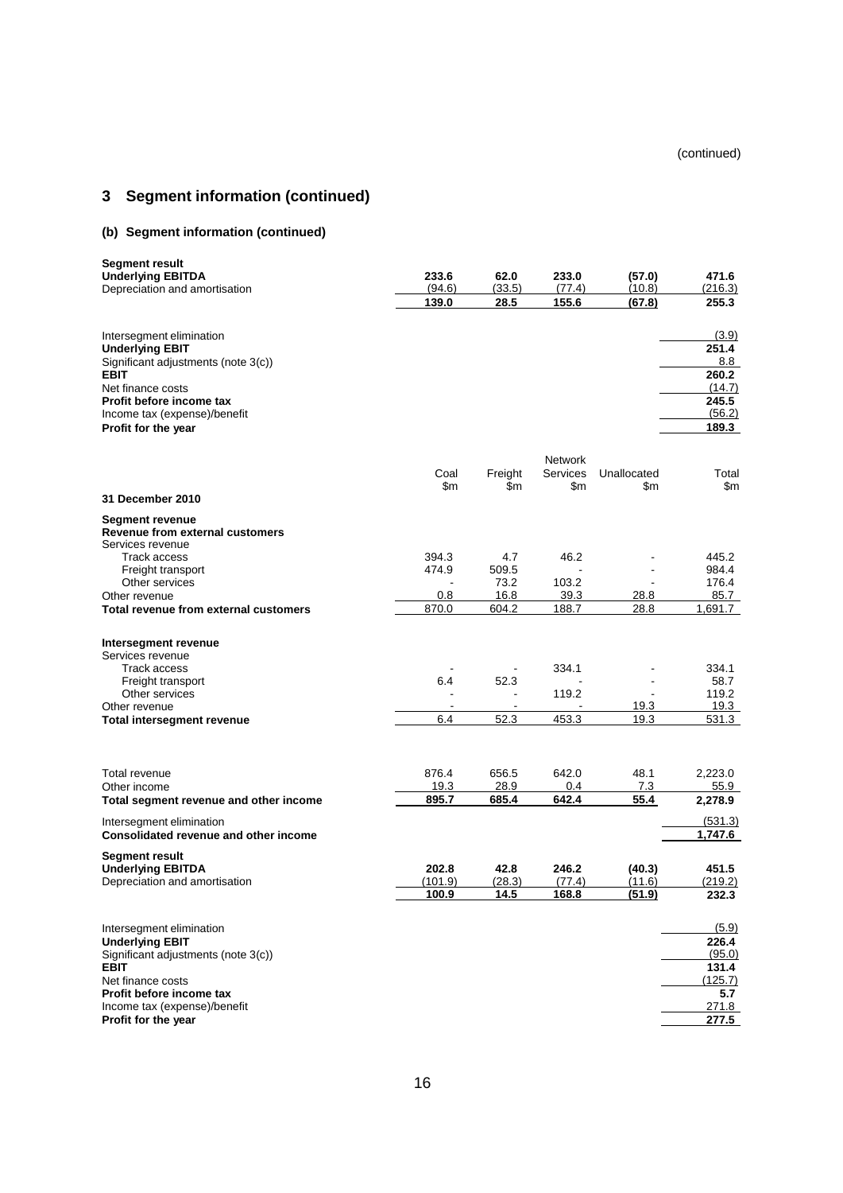(continued)

## 3 Segment information (continued)

### (b) Segment information (continued)

| | | | | | |
|---|---|---|---|---|---|
| **Segment result** | | | | | |
| **Underlying EBITDA** | **233.6** | **62.0** | **233.0** | **(57.0)** | **471.6** |
| Depreciation and amortisation | (94.6) | (33.5) | (77.4) | (10.8) | (216.3) |
| | **139.0** | **28.5** | **155.6** | **(67.8)** | **255.3** |
| Intersegment elimination | | | | | (3.9) |
| **Underlying EBIT** | | | | | **251.4** |
| Significant adjustments (note 3(c)) | | | | | 8.8 |
| **EBIT** | | | | | **260.2** |
| Net finance costs | | | | | (14.7) |
| **Profit before income tax** | | | | | **245.5** |
| Income tax (expense)/benefit | | | | | (56.2) |
| **Profit for the year** | | | | | **189.3** |

| | Coal $m | Freight $m | Network Services $m | Unallocated $m | Total $m |
|---|---|---|---|---|---|
| **31 December 2010** | | | | | |
| **Segment revenue** | | | | | |
| **Revenue from external customers** | | | | | |
| Services revenue | | | | | |
| Track access | 394.3 | 4.7 | 46.2 | - | 445.2 |
| Freight transport | 474.9 | 509.5 | - | - | 984.4 |
| Other services | - | 73.2 | 103.2 | - | 176.4 |
| Other revenue | 0.8 | 16.8 | 39.3 | 28.8 | 85.7 |
| **Total revenue from external customers** | 870.0 | 604.2 | 188.7 | 28.8 | 1,691.7 |
| **Intersegment revenue** | | | | | |
| Services revenue | | | | | |
| Track access | - | - | 334.1 | - | 334.1 |
| Freight transport | 6.4 | 52.3 | - | - | 58.7 |
| Other services | - | - | 119.2 | - | 119.2 |
| Other revenue | - | - | - | 19.3 | 19.3 |
| **Total intersegment revenue** | 6.4 | 52.3 | 453.3 | 19.3 | 531.3 |
| Total revenue | 876.4 | 656.5 | 642.0 | 48.1 | 2,223.0 |
| Other income | 19.3 | 28.9 | 0.4 | 7.3 | 55.9 |
| **Total segment revenue and other income** | **895.7** | **685.4** | **642.4** | **55.4** | **2,278.9** |
| Intersegment elimination | | | | | (531.3) |
| **Consolidated revenue and other income** | | | | | **1,747.6** |
| **Segment result** | | | | | |
| **Underlying EBITDA** | **202.8** | **42.8** | **246.2** | **(40.3)** | **451.5** |
| Depreciation and amortisation | (101.9) | (28.3) | (77.4) | (11.6) | (219.2) |
| | **100.9** | **14.5** | **168.8** | **(51.9)** | **232.3** |
| Intersegment elimination | | | | | (5.9) |
| **Underlying EBIT** | | | | | **226.4** |
| Significant adjustments (note 3(c)) | | | | | (95.0) |
| **EBIT** | | | | | **131.4** |
| Net finance costs | | | | | (125.7) |
| **Profit before income tax** | | | | | **5.7** |
| Income tax (expense)/benefit | | | | | 271.8 |
| **Profit for the year** | | | | | **277.5** |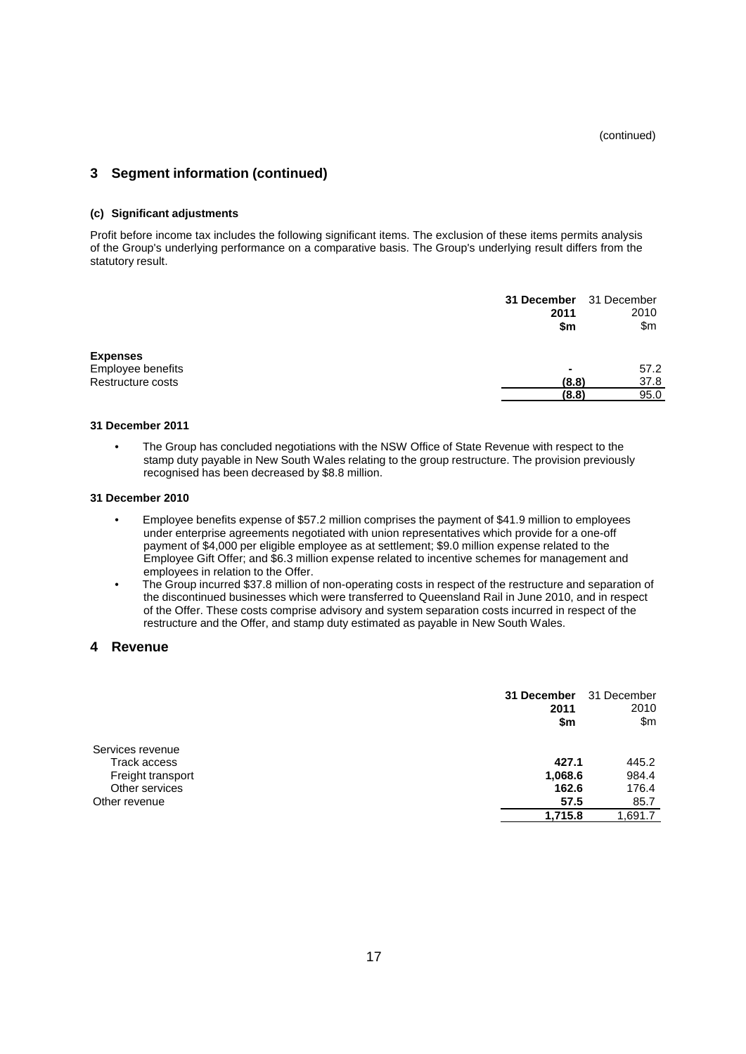(continued)

## 3 Segment information (continued)

### (c) Significant adjustments

Profit before income tax includes the following significant items. The exclusion of these items permits analysis of the Group's underlying performance on a comparative basis. The Group's underlying result differs from the statutory result.

| | **31 December 2011 $m** | 31 December 2010 $m |
|---|---|---|
| **Expenses** | | |
| Employee benefits | **-** | 57.2 |
| Restructure costs | **(8.8)** | 37.8 |
| | **(8.8)** | 95.0 |

**31 December 2011**

- The Group has concluded negotiations with the NSW Office of State Revenue with respect to the stamp duty payable in New South Wales relating to the group restructure. The provision previously recognised has been decreased by $8.8 million.

**31 December 2010**

- Employee benefits expense of $57.2 million comprises the payment of $41.9 million to employees under enterprise agreements negotiated with union representatives which provide for a one-off payment of $4,000 per eligible employee as at settlement; $9.0 million expense related to the Employee Gift Offer; and $6.3 million expense related to incentive schemes for management and employees in relation to the Offer.
- The Group incurred $37.8 million of non-operating costs in respect of the restructure and separation of the discontinued businesses which were transferred to Queensland Rail in June 2010, and in respect of the Offer. These costs comprise advisory and system separation costs incurred in respect of the restructure and the Offer, and stamp duty estimated as payable in New South Wales.

## 4 Revenue

| | **31 December 2011 $m** | 31 December 2010 $m |
|---|---|---|
| Services revenue | | |
| Track access | **427.1** | 445.2 |
| Freight transport | **1,068.6** | 984.4 |
| Other services | **162.6** | 176.4 |
| Other revenue | **57.5** | 85.7 |
| | **1,715.8** | 1,691.7 |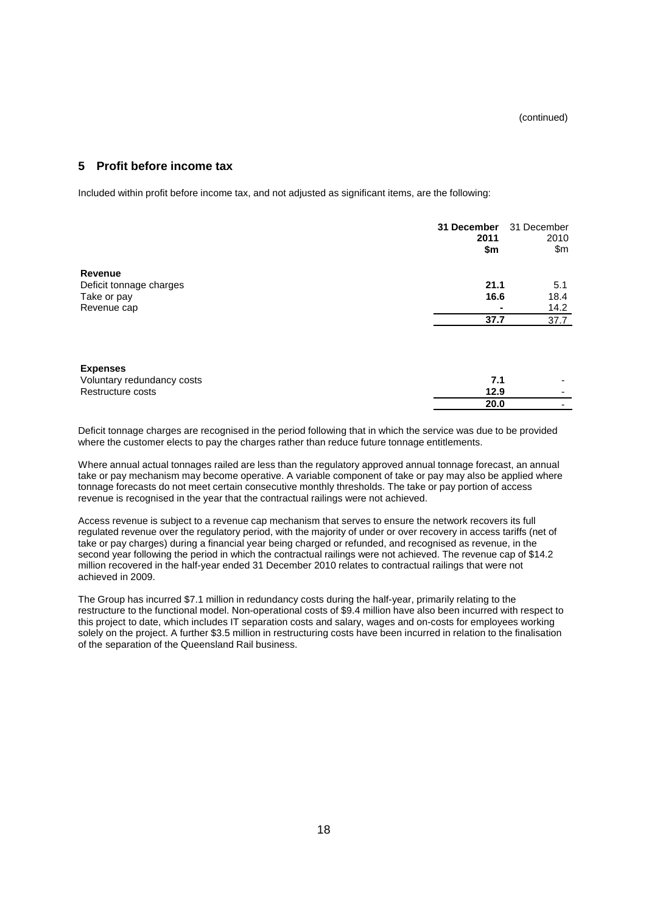(continued)

## 5 Profit before income tax

Included within profit before income tax, and not adjusted as significant items, are the following:

| | **31 December 2011 $m** | 31 December 2010 $m |
|---|---|---|
| **Revenue** | | |
| Deficit tonnage charges | **21.1** | 5.1 |
| Take or pay | **16.6** | 18.4 |
| Revenue cap | **-** | 14.2 |
| | **37.7** | 37.7 |

| | **31 December 2011 $m** | 31 December 2010 $m |
|---|---|---|
| **Expenses** | | |
| Voluntary redundancy costs | **7.1** | - |
| Restructure costs | **12.9** | - |
| | **20.0** | - |

Deficit tonnage charges are recognised in the period following that in which the service was due to be provided where the customer elects to pay the charges rather than reduce future tonnage entitlements.

Where annual actual tonnages railed are less than the regulatory approved annual tonnage forecast, an annual take or pay mechanism may become operative. A variable component of take or pay may also be applied where tonnage forecasts do not meet certain consecutive monthly thresholds. The take or pay portion of access revenue is recognised in the year that the contractual railings were not achieved.

Access revenue is subject to a revenue cap mechanism that serves to ensure the network recovers its full regulated revenue over the regulatory period, with the majority of under or over recovery in access tariffs (net of take or pay charges) during a financial year being charged or refunded, and recognised as revenue, in the second year following the period in which the contractual railings were not achieved. The revenue cap of $14.2 million recovered in the half-year ended 31 December 2010 relates to contractual railings that were not achieved in 2009.

The Group has incurred $7.1 million in redundancy costs during the half-year, primarily relating to the restructure to the functional model. Non-operational costs of $9.4 million have also been incurred with respect to this project to date, which includes IT separation costs and salary, wages and on-costs for employees working solely on the project. A further $3.5 million in restructuring costs have been incurred in relation to the finalisation of the separation of the Queensland Rail business.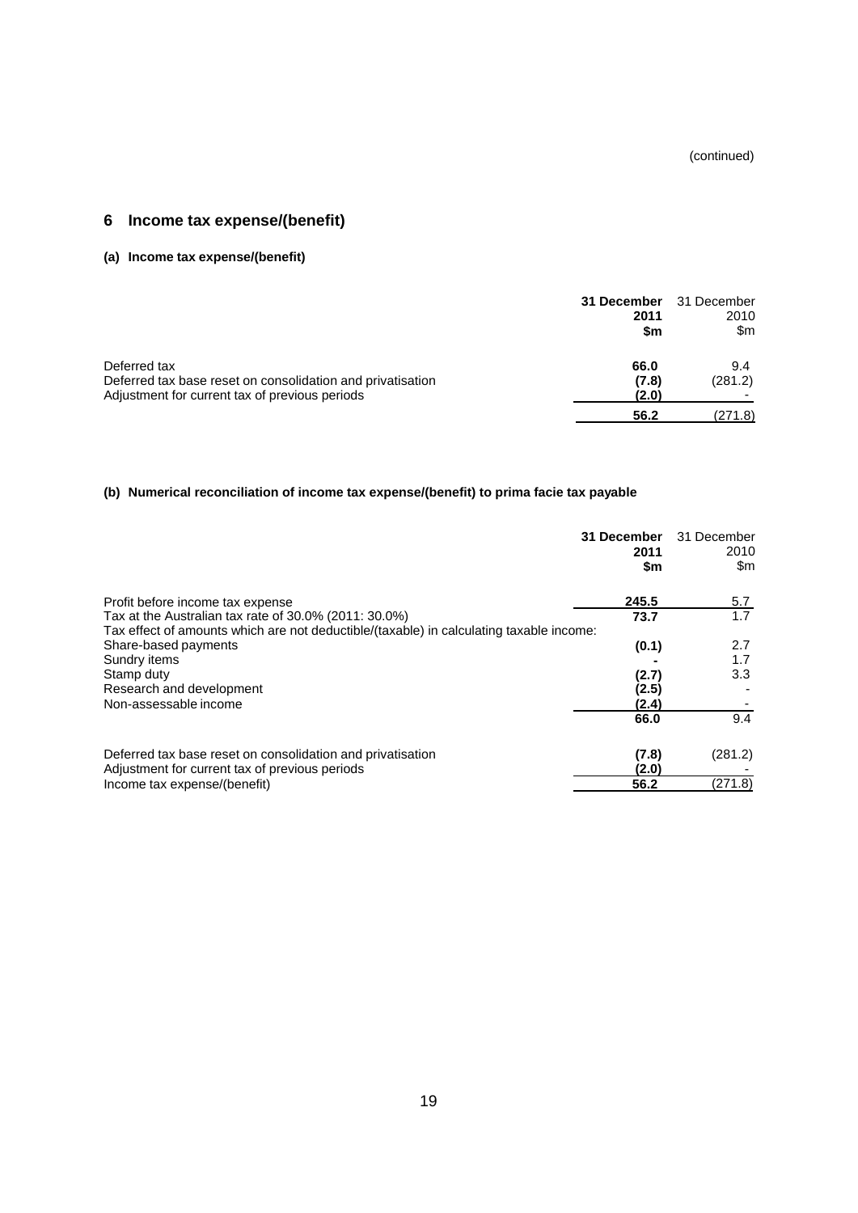(continued)

## 6 Income tax expense/(benefit)

### (a) Income tax expense/(benefit)

| | **31 December 2011 $m** | 31 December 2010 $m |
|---|---|---|
| Deferred tax | **66.0** | 9.4 |
| Deferred tax base reset on consolidation and privatisation | **(7.8)** | (281.2) |
| Adjustment for current tax of previous periods | **(2.0)** | - |
| | **56.2** | (271.8) |

### (b) Numerical reconciliation of income tax expense/(benefit) to prima facie tax payable

| | **31 December 2011 $m** | 31 December 2010 $m |
|---|---|---|
| Profit before income tax expense | **245.5** | 5.7 |
| Tax at the Australian tax rate of 30.0% (2011: 30.0%) | **73.7** | 1.7 |
| Tax effect of amounts which are not deductible/(taxable) in calculating taxable income: | | |
| Share-based payments | **(0.1)** | 2.7 |
| Sundry items | **-** | 1.7 |
| Stamp duty | **(2.7)** | 3.3 |
| Research and development | **(2.5)** | - |
| Non-assessable income | **(2.4)** | - |
| | **66.0** | 9.4 |
| | | |
| Deferred tax base reset on consolidation and privatisation | **(7.8)** | (281.2) |
| Adjustment for current tax of previous periods | **(2.0)** | - |
| Income tax expense/(benefit) | **56.2** | (271.8) |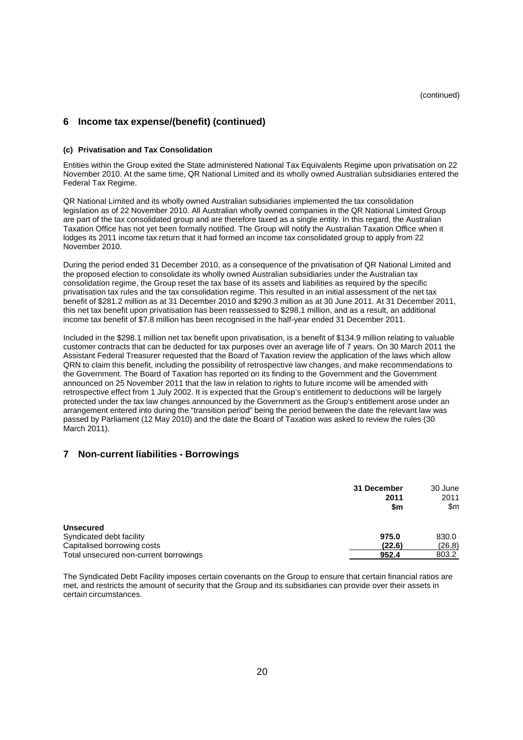(continued)

## 6 Income tax expense/(benefit) (continued)

#### (c) Privatisation and Tax Consolidation

Entities within the Group exited the State administered National Tax Equivalents Regime upon privatisation on 22 November 2010. At the same time, QR National Limited and its wholly owned Australian subsidiaries entered the Federal Tax Regime.

QR National Limited and its wholly owned Australian subsidiaries implemented the tax consolidation legislation as of 22 November 2010. All Australian wholly owned companies in the QR National Limited Group are part of the tax consolidated group and are therefore taxed as a single entity. In this regard, the Australian Taxation Office has not yet been formally notified. The Group will notify the Australian Taxation Office when it lodges its 2011 income tax return that it had formed an income tax consolidated group to apply from 22 November 2010.

During the period ended 31 December 2010, as a consequence of the privatisation of QR National Limited and the proposed election to consolidate its wholly owned Australian subsidiaries under the Australian tax consolidation regime, the Group reset the tax base of its assets and liabilities as required by the specific privatisation tax rules and the tax consolidation regime. This resulted in an initial assessment of the net tax benefit of $281.2 million as at 31 December 2010 and $290.3 million as at 30 June 2011. At 31 December 2011, this net tax benefit upon privatisation has been reassessed to $298.1 million, and as a result, an additional income tax benefit of $7.8 million has been recognised in the half-year ended 31 December 2011.

Included in the $298.1 million net tax benefit upon privatisation, is a benefit of $134.9 million relating to valuable customer contracts that can be deducted for tax purposes over an average life of 7 years. On 30 March 2011 the Assistant Federal Treasurer requested that the Board of Taxation review the application of the laws which allow QRN to claim this benefit, including the possibility of retrospective law changes, and make recommendations to the Government. The Board of Taxation has reported on its finding to the Government and the Government announced on 25 November 2011 that the law in relation to rights to future income will be amended with retrospective effect from 1 July 2002. It is expected that the Group's entitlement to deductions will be largely protected under the tax law changes announced by the Government as the Group's entitlement arose under an arrangement entered into during the "transition period" being the period between the date the relevant law was passed by Parliament (12 May 2010) and the date the Board of Taxation was asked to review the rules (30 March 2011).

## 7 Non-current liabilities - Borrowings

| | **31 December 2011 $m** | 30 June 2011 $m |
|---|---|---|
| **Unsecured** | | |
| Syndicated debt facility | **975.0** | 830.0 |
| Capitalised borrowing costs | **(22.6)** | (26.8) |
| Total unsecured non-current borrowings | **952.4** | 803.2 |

The Syndicated Debt Facility imposes certain covenants on the Group to ensure that certain financial ratios are met, and restricts the amount of security that the Group and its subsidiaries can provide over their assets in certain circumstances.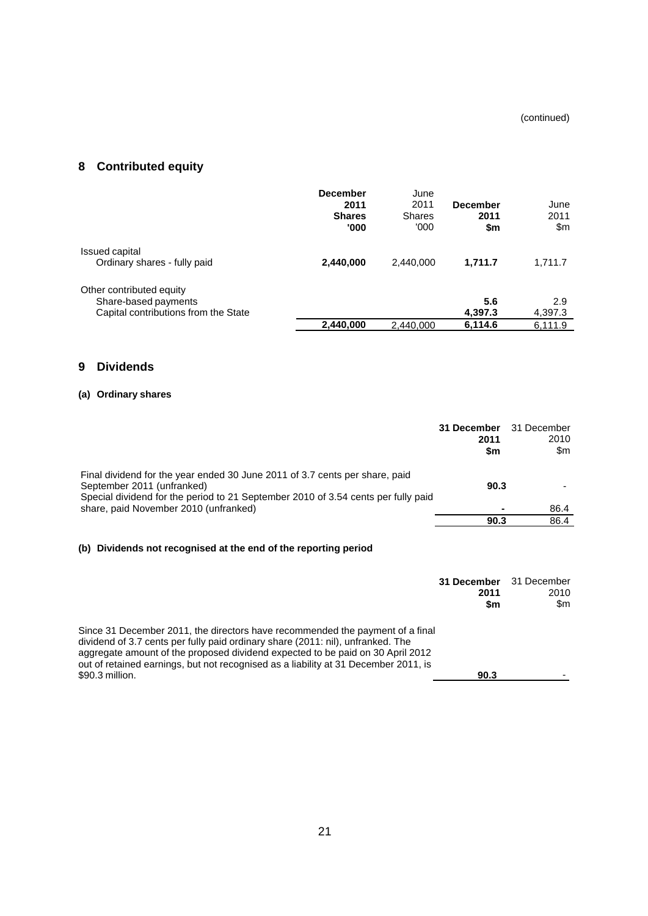(continued)

## 8 Contributed equity

| | December 2011 Shares '000 | June 2011 Shares '000 | December 2011 $m | June 2011 $m |
|---|---|---|---|---|
| Issued capital | | | | |
| Ordinary shares - fully paid | **2,440,000** | 2,440,000 | **1,711.7** | 1,711.7 |
| Other contributed equity | | | | |
| Share-based payments | | | **5.6** | 2.9 |
| Capital contributions from the State | | | **4,397.3** | 4,397.3 |
| | **2,440,000** | 2,440,000 | **6,114.6** | 6,111.9 |

## 9 Dividends

### (a) Ordinary shares

| | 31 December 2011 $m | 31 December 2010 $m |
|---|---|---|
| Final dividend for the year ended 30 June 2011 of 3.7 cents per share, paid September 2011 (unfranked) | **90.3** | - |
| Special dividend for the period to 21 September 2010 of 3.54 cents per fully paid share, paid November 2010 (unfranked) | **-** | 86.4 |
| | **90.3** | 86.4 |

### (b) Dividends not recognised at the end of the reporting period

| | 31 December 2011 $m | 31 December 2010 $m |
|---|---|---|
| Since 31 December 2011, the directors have recommended the payment of a final dividend of 3.7 cents per fully paid ordinary share (2011: nil), unfranked. The aggregate amount of the proposed dividend expected to be paid on 30 April 2012 out of retained earnings, but not recognised as a liability at 31 December 2011, is $90.3 million. | **90.3** | - |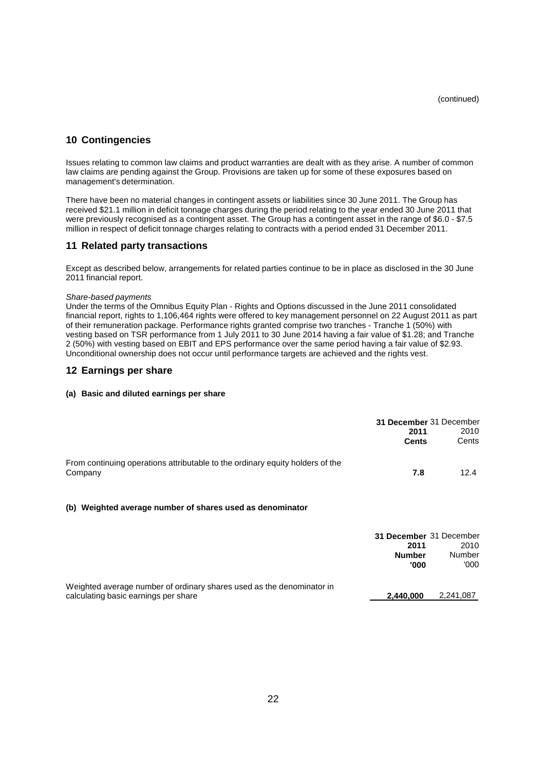(continued)

## 10 Contingencies

Issues relating to common law claims and product warranties are dealt with as they arise. A number of common law claims are pending against the Group. Provisions are taken up for some of these exposures based on management's determination.

There have been no material changes in contingent assets or liabilities since 30 June 2011. The Group has received $21.1 million in deficit tonnage charges during the period relating to the year ended 30 June 2011 that were previously recognised as a contingent asset. The Group has a contingent asset in the range of $6.0 - $7.5 million in respect of deficit tonnage charges relating to contracts with a period ended 31 December 2011.

## 11 Related party transactions

Except as described below, arrangements for related parties continue to be in place as disclosed in the 30 June 2011 financial report.

*Share-based payments*

Under the terms of the Omnibus Equity Plan - Rights and Options discussed in the June 2011 consolidated financial report, rights to 1,106,464 rights were offered to key management personnel on 22 August 2011 as part of their remuneration package. Performance rights granted comprise two tranches - Tranche 1 (50%) with vesting based on TSR performance from 1 July 2011 to 30 June 2014 having a fair value of $1.28; and Tranche 2 (50%) with vesting based on EBIT and EPS performance over the same period having a fair value of $2.93. Unconditional ownership does not occur until performance targets are achieved and the rights vest.

## 12 Earnings per share

### (a) Basic and diluted earnings per share

| | **31 December 2011 Cents** | 31 December 2010 Cents |
|---|---|---|
| From continuing operations attributable to the ordinary equity holders of the Company | **7.8** | 12.4 |

### (b) Weighted average number of shares used as denominator

| | **31 December 2011 Number '000** | 31 December 2010 Number '000 |
|---|---|---|
| Weighted average number of ordinary shares used as the denominator in calculating basic earnings per share | **2,440,000** | 2,241,087 |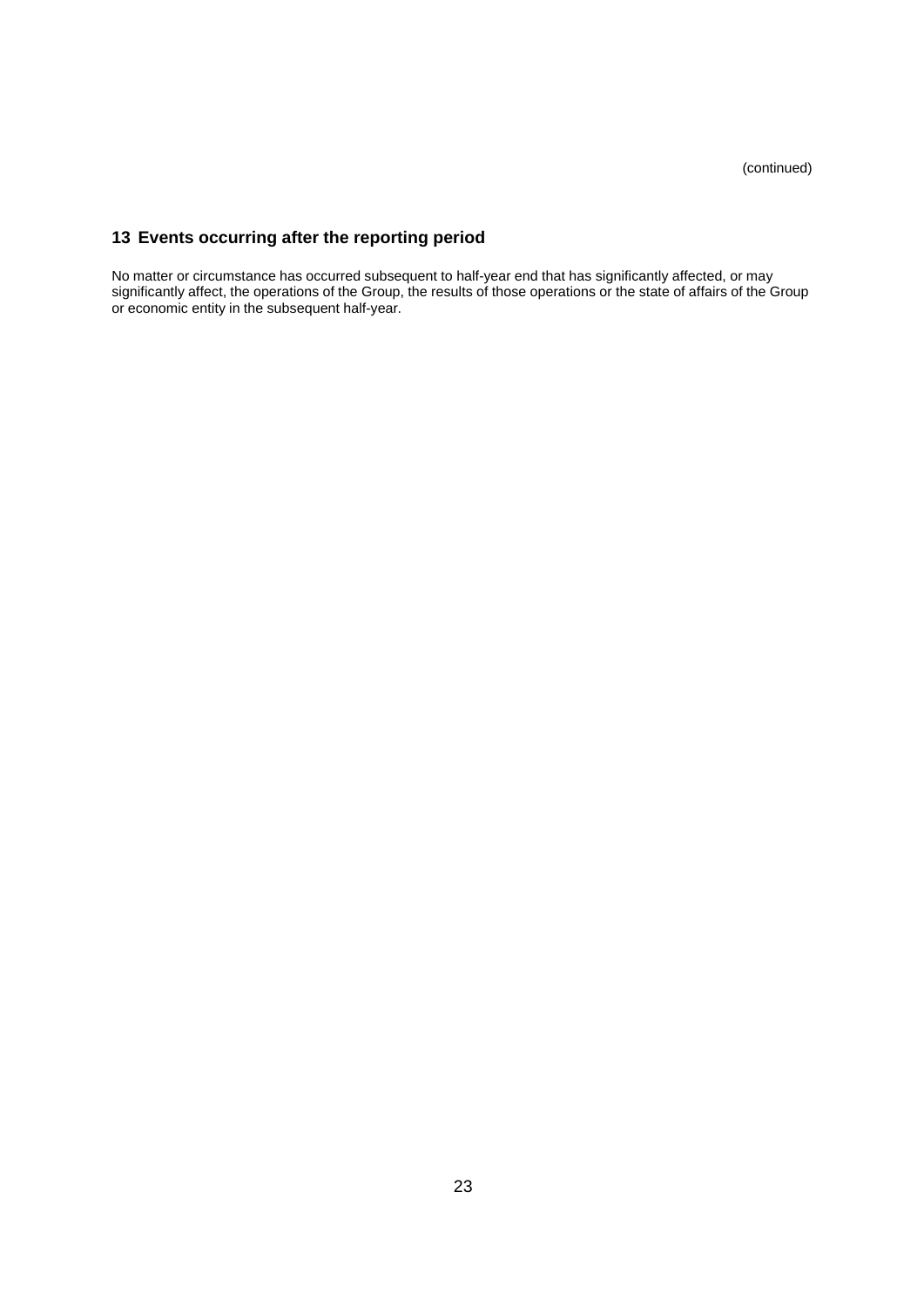(continued)

## 13 Events occurring after the reporting period

No matter or circumstance has occurred subsequent to half-year end that has significantly affected, or may significantly affect, the operations of the Group, the results of those operations or the state of affairs of the Group or economic entity in the subsequent half-year.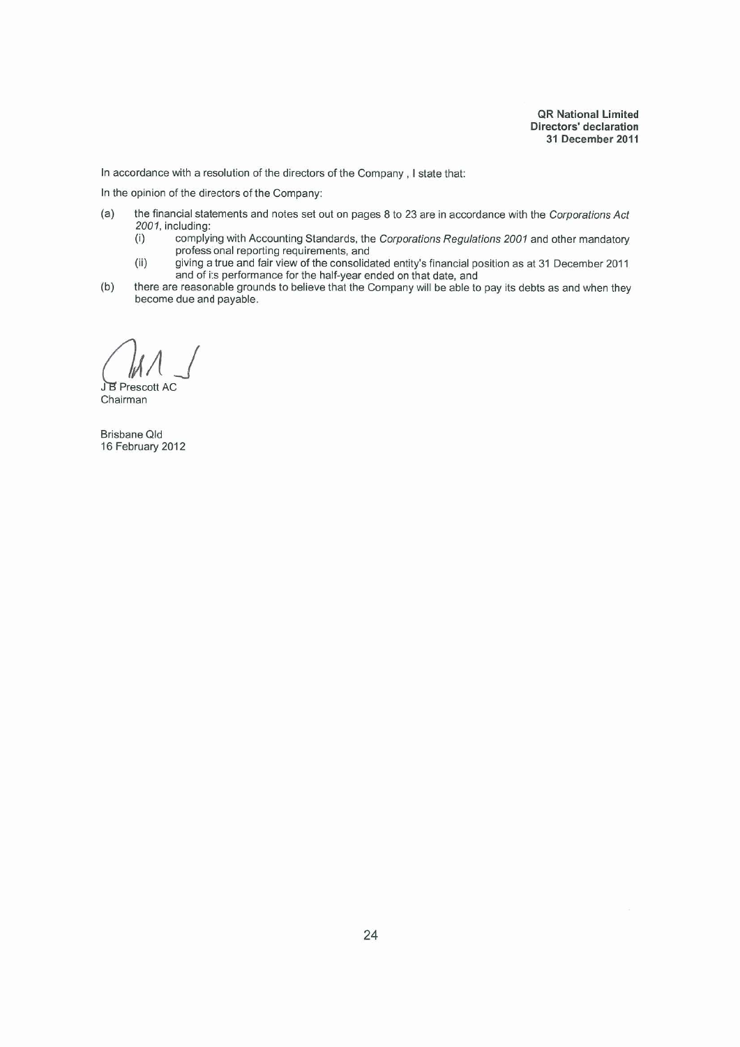**QR National Limited**
**Directors' declaration**
**31 December 2011**

In accordance with a resolution of the directors of the Company , I state that:

In the opinion of the directors of the Company:

(a) the financial statements and notes set out on pages 8 to 23 are in accordance with the *Corporations Act 2001*, including:
  (i) complying with Accounting Standards, the *Corporations Regulations 2001* and other mandatory professional reporting requirements, and
  (ii) giving a true and fair view of the consolidated entity's financial position as at 31 December 2011 and of its performance for the half-year ended on that date, and

(b) there are reasonable grounds to believe that the Company will be able to pay its debts as and when they become due and payable.

J B Prescott AC
Chairman

Brisbane Qld
16 February 2012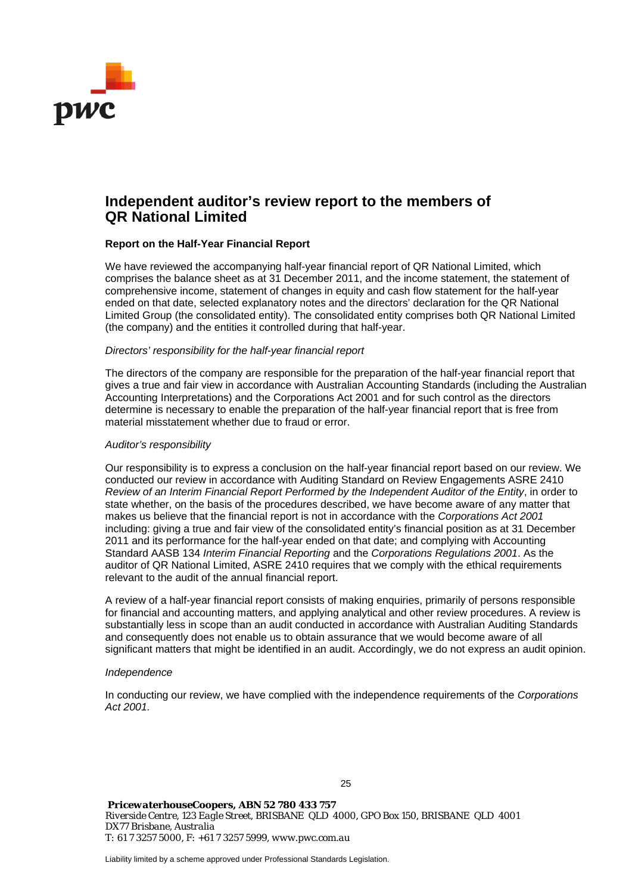# Independent auditor's review report to the members of QR National Limited

**Report on the Half-Year Financial Report**

We have reviewed the accompanying half-year financial report of QR National Limited, which comprises the balance sheet as at 31 December 2011, and the income statement, the statement of comprehensive income, statement of changes in equity and cash flow statement for the half-year ended on that date, selected explanatory notes and the directors' declaration for the QR National Limited Group (the consolidated entity). The consolidated entity comprises both QR National Limited (the company) and the entities it controlled during that half-year.

*Directors' responsibility for the half-year financial report*

The directors of the company are responsible for the preparation of the half-year financial report that gives a true and fair view in accordance with Australian Accounting Standards (including the Australian Accounting Interpretations) and the Corporations Act 2001 and for such control as the directors determine is necessary to enable the preparation of the half-year financial report that is free from material misstatement whether due to fraud or error.

*Auditor's responsibility*

Our responsibility is to express a conclusion on the half-year financial report based on our review. We conducted our review in accordance with Auditing Standard on Review Engagements ASRE 2410 *Review of an Interim Financial Report Performed by the Independent Auditor of the Entity*, in order to state whether, on the basis of the procedures described, we have become aware of any matter that makes us believe that the financial report is not in accordance with the *Corporations Act 2001* including: giving a true and fair view of the consolidated entity's financial position as at 31 December 2011 and its performance for the half-year ended on that date; and complying with Accounting Standard AASB 134 *Interim Financial Reporting* and the *Corporations Regulations 2001*. As the auditor of QR National Limited, ASRE 2410 requires that we comply with the ethical requirements relevant to the audit of the annual financial report.

A review of a half-year financial report consists of making enquiries, primarily of persons responsible for financial and accounting matters, and applying analytical and other review procedures. A review is substantially less in scope than an audit conducted in accordance with Australian Auditing Standards and consequently does not enable us to obtain assurance that we would become aware of all significant matters that might be identified in an audit. Accordingly, we do not express an audit opinion.

*Independence*

In conducting our review, we have complied with the independence requirements of the *Corporations Act 2001.*

***PricewaterhouseCoopers, ABN 52 780 433 757***
*Riverside Centre, 123 Eagle Street, BRISBANE QLD 4000, GPO Box 150, BRISBANE QLD 4001*
*DX77 Brisbane, Australia*
*T: 61 7 3257 5000, F: +61 7 3257 5999, www.pwc.com.au*

Liability limited by a scheme approved under Professional Standards Legislation.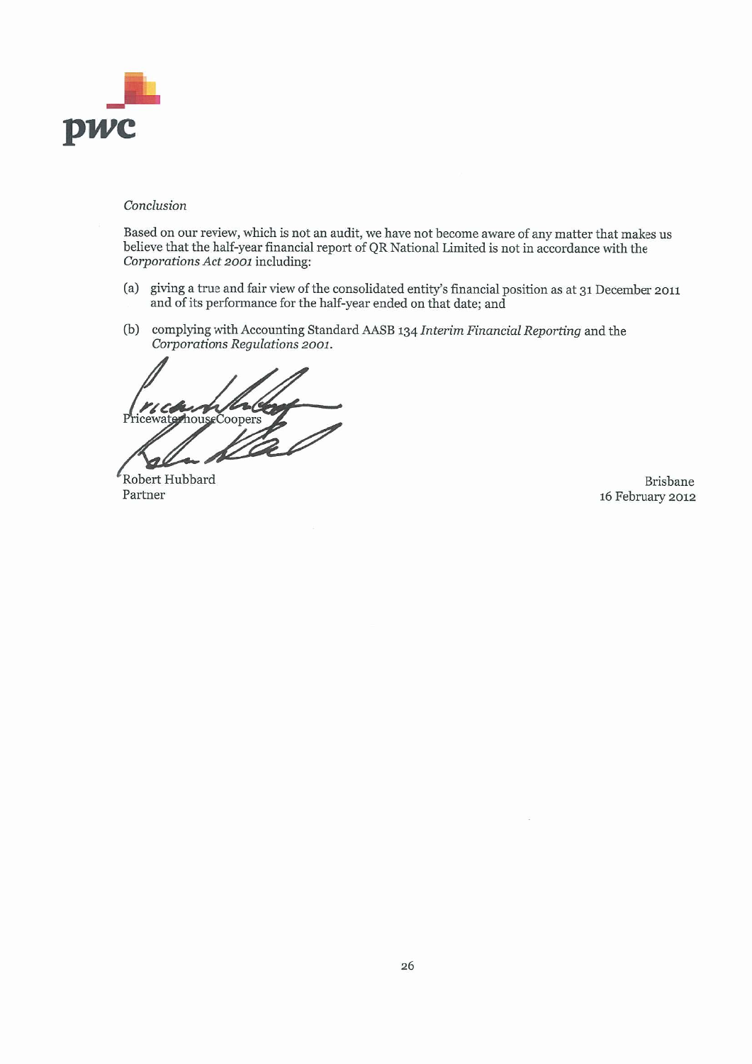*Conclusion*

Based on our review, which is not an audit, we have not become aware of any matter that makes us believe that the half-year financial report of QR National Limited is not in accordance with the *Corporations Act 2001* including:

(a) giving a true and fair view of the consolidated entity's financial position as at 31 December 2011 and of its performance for the half-year ended on that date; and

(b) complying with Accounting Standard AASB 134 *Interim Financial Reporting* and the *Corporations Regulations 2001*.

PricewaterhouseCoopers

Robert Hubbard
Partner

Brisbane
16 February 2012